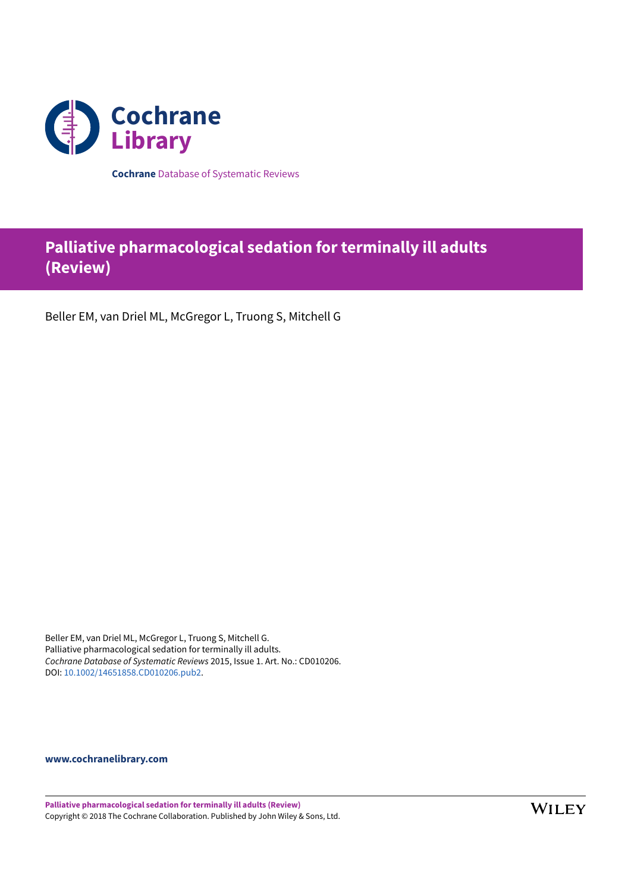**Cochrane Library**

**Cochrane** Database of Systematic Reviews

# Palliative pharmacological sedation for terminally ill adults (Review)

Beller EM, van Driel ML, McGregor L, Truong S, Mitchell G

Beller EM, van Driel ML, McGregor L, Truong S, Mitchell G.
Palliative pharmacological sedation for terminally ill adults.
*Cochrane Database of Systematic Reviews* 2015, Issue 1. Art. No.: CD010206.
DOI: 10.1002/14651858.CD010206.pub2.

**www.cochranelibrary.com**

Copyright © 2018 The Cochrane Collaboration. Published by John Wiley & Sons, Ltd.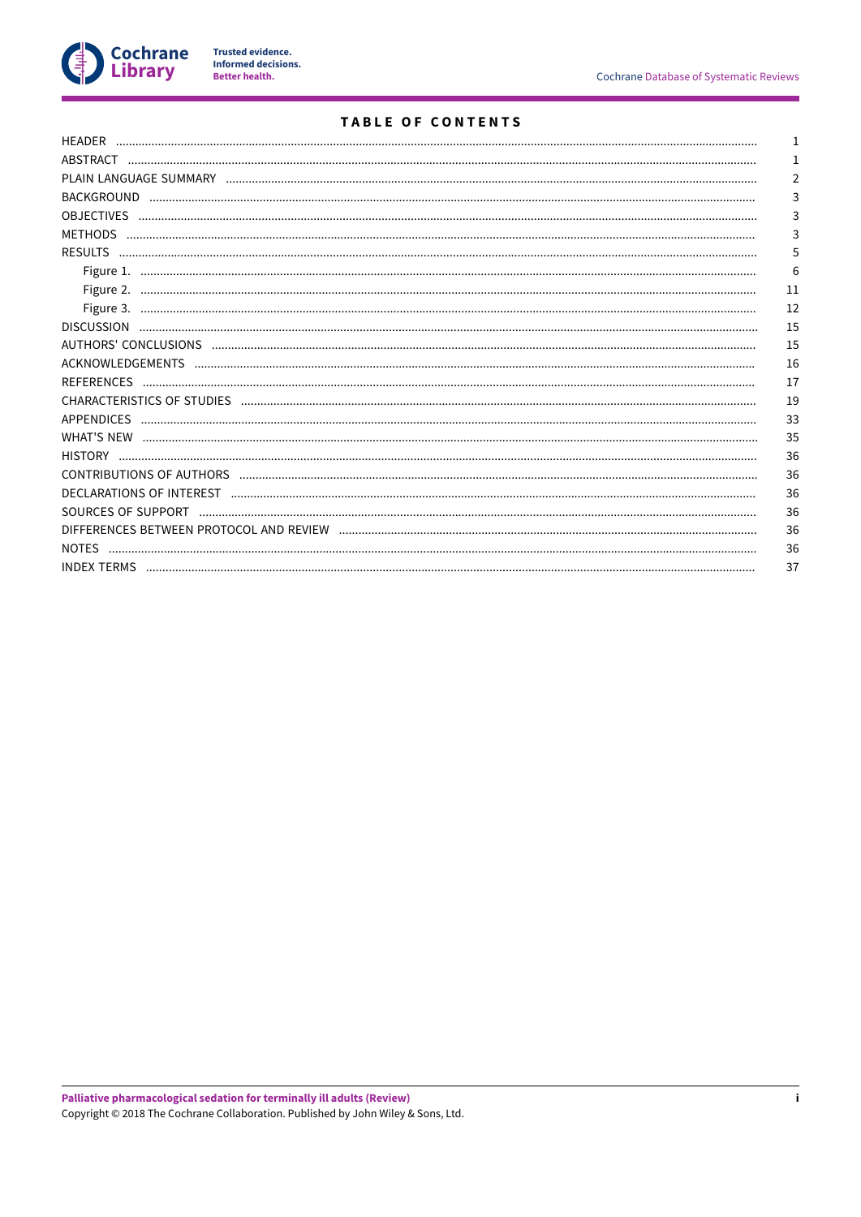# TABLE OF CONTENTS

| | |
|---|---|
| HEADER | 1 |
| ABSTRACT | 1 |
| PLAIN LANGUAGE SUMMARY | 2 |
| BACKGROUND | 3 |
| OBJECTIVES | 3 |
| METHODS | 3 |
| RESULTS | 5 |
| Figure 1. | 6 |
| Figure 2. | 11 |
| Figure 3. | 12 |
| DISCUSSION | 15 |
| AUTHORS' CONCLUSIONS | 15 |
| ACKNOWLEDGEMENTS | 16 |
| REFERENCES | 17 |
| CHARACTERISTICS OF STUDIES | 19 |
| APPENDICES | 33 |
| WHAT'S NEW | 35 |
| HISTORY | 36 |
| CONTRIBUTIONS OF AUTHORS | 36 |
| DECLARATIONS OF INTEREST | 36 |
| SOURCES OF SUPPORT | 36 |
| DIFFERENCES BETWEEN PROTOCOL AND REVIEW | 36 |
| NOTES | 36 |
| INDEX TERMS | 37 |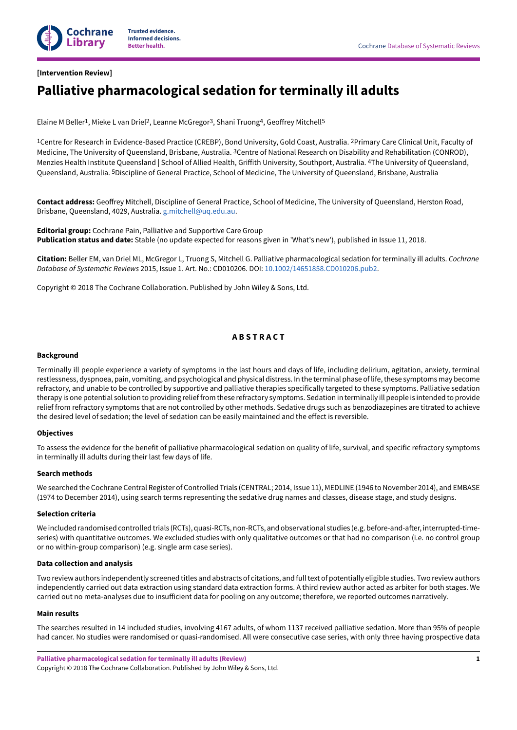[Intervention Review]

# Palliative pharmacological sedation for terminally ill adults

Elaine M Beller[1], Mieke L van Driel[2], Leanne McGregor[3], Shani Truong[4], Geoffrey Mitchell[5]

[1]Centre for Research in Evidence-Based Practice (CREBP), Bond University, Gold Coast, Australia. [2]Primary Care Clinical Unit, Faculty of Medicine, The University of Queensland, Brisbane, Australia. [3]Centre of National Research on Disability and Rehabilitation (CONROD), Menzies Health Institute Queensland | School of Allied Health, Griffith University, Southport, Australia. [4]The University of Queensland, Queensland, Australia. [5]Discipline of General Practice, School of Medicine, The University of Queensland, Brisbane, Australia

**Contact address:** Geoffrey Mitchell, Discipline of General Practice, School of Medicine, The University of Queensland, Herston Road, Brisbane, Queensland, 4029, Australia. g.mitchell@uq.edu.au.

**Editorial group:** Cochrane Pain, Palliative and Supportive Care Group
**Publication status and date:** Stable (no update expected for reasons given in 'What's new'), published in Issue 11, 2018.

**Citation:** Beller EM, van Driel ML, McGregor L, Truong S, Mitchell G. Palliative pharmacological sedation for terminally ill adults. *Cochrane Database of Systematic Reviews* 2015, Issue 1. Art. No.: CD010206. DOI: 10.1002/14651858.CD010206.pub2.

Copyright © 2018 The Cochrane Collaboration. Published by John Wiley & Sons, Ltd.

## ABSTRACT

### Background

Terminally ill people experience a variety of symptoms in the last hours and days of life, including delirium, agitation, anxiety, terminal restlessness, dyspnoea, pain, vomiting, and psychological and physical distress. In the terminal phase of life, these symptoms may become refractory, and unable to be controlled by supportive and palliative therapies specifically targeted to these symptoms. Palliative sedation therapy is one potential solution to providing relief from these refractory symptoms. Sedation in terminally ill people is intended to provide relief from refractory symptoms that are not controlled by other methods. Sedative drugs such as benzodiazepines are titrated to achieve the desired level of sedation; the level of sedation can be easily maintained and the effect is reversible.

### Objectives

To assess the evidence for the benefit of palliative pharmacological sedation on quality of life, survival, and specific refractory symptoms in terminally ill adults during their last few days of life.

### Search methods

We searched the Cochrane Central Register of Controlled Trials (CENTRAL; 2014, Issue 11), MEDLINE (1946 to November 2014), and EMBASE (1974 to December 2014), using search terms representing the sedative drug names and classes, disease stage, and study designs.

### Selection criteria

We included randomised controlled trials (RCTs), quasi-RCTs, non-RCTs, and observational studies (e.g. before-and-after, interrupted-time-series) with quantitative outcomes. We excluded studies with only qualitative outcomes or that had no comparison (i.e. no control group or no within-group comparison) (e.g. single arm case series).

### Data collection and analysis

Two review authors independently screened titles and abstracts of citations, and full text of potentially eligible studies. Two review authors independently carried out data extraction using standard data extraction forms. A third review author acted as arbiter for both stages. We carried out no meta-analyses due to insufficient data for pooling on any outcome; therefore, we reported outcomes narratively.

### Main results

The searches resulted in 14 included studies, involving 4167 adults, of whom 1137 received palliative sedation. More than 95% of people had cancer. No studies were randomised or quasi-randomised. All were consecutive case series, with only three having prospective data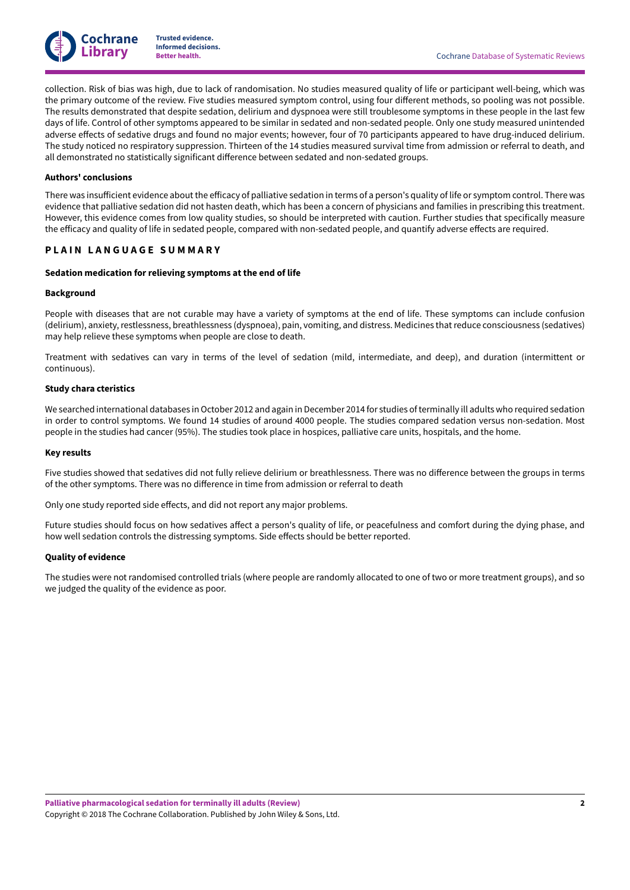collection. Risk of bias was high, due to lack of randomisation. No studies measured quality of life or participant well-being, which was the primary outcome of the review. Five studies measured symptom control, using four different methods, so pooling was not possible. The results demonstrated that despite sedation, delirium and dyspnoea were still troublesome symptoms in these people in the last few days of life. Control of other symptoms appeared to be similar in sedated and non-sedated people. Only one study measured unintended adverse effects of sedative drugs and found no major events; however, four of 70 participants appeared to have drug-induced delirium. The study noticed no respiratory suppression. Thirteen of the 14 studies measured survival time from admission or referral to death, and all demonstrated no statistically significant difference between sedated and non-sedated groups.

#### Authors' conclusions

There was insufficient evidence about the efficacy of palliative sedation in terms of a person's quality of life or symptom control. There was evidence that palliative sedation did not hasten death, which has been a concern of physicians and families in prescribing this treatment. However, this evidence comes from low quality studies, so should be interpreted with caution. Further studies that specifically measure the efficacy and quality of life in sedated people, compared with non-sedated people, and quantify adverse effects are required.

## PLAIN LANGUAGE SUMMARY

#### Sedation medication for relieving symptoms at the end of life

#### Background

People with diseases that are not curable may have a variety of symptoms at the end of life. These symptoms can include confusion (delirium), anxiety, restlessness, breathlessness (dyspnoea), pain, vomiting, and distress. Medicines that reduce consciousness (sedatives) may help relieve these symptoms when people are close to death.

Treatment with sedatives can vary in terms of the level of sedation (mild, intermediate, and deep), and duration (intermittent or continuous).

#### Study chara cteristics

We searched international databases in October 2012 and again in December 2014 for studies of terminally ill adults who required sedation in order to control symptoms. We found 14 studies of around 4000 people. The studies compared sedation versus non-sedation. Most people in the studies had cancer (95%). The studies took place in hospices, palliative care units, hospitals, and the home.

#### Key results

Five studies showed that sedatives did not fully relieve delirium or breathlessness. There was no difference between the groups in terms of the other symptoms. There was no difference in time from admission or referral to death

Only one study reported side effects, and did not report any major problems.

Future studies should focus on how sedatives affect a person's quality of life, or peacefulness and comfort during the dying phase, and how well sedation controls the distressing symptoms. Side effects should be better reported.

#### Quality of evidence

The studies were not randomised controlled trials (where people are randomly allocated to one of two or more treatment groups), and so we judged the quality of the evidence as poor.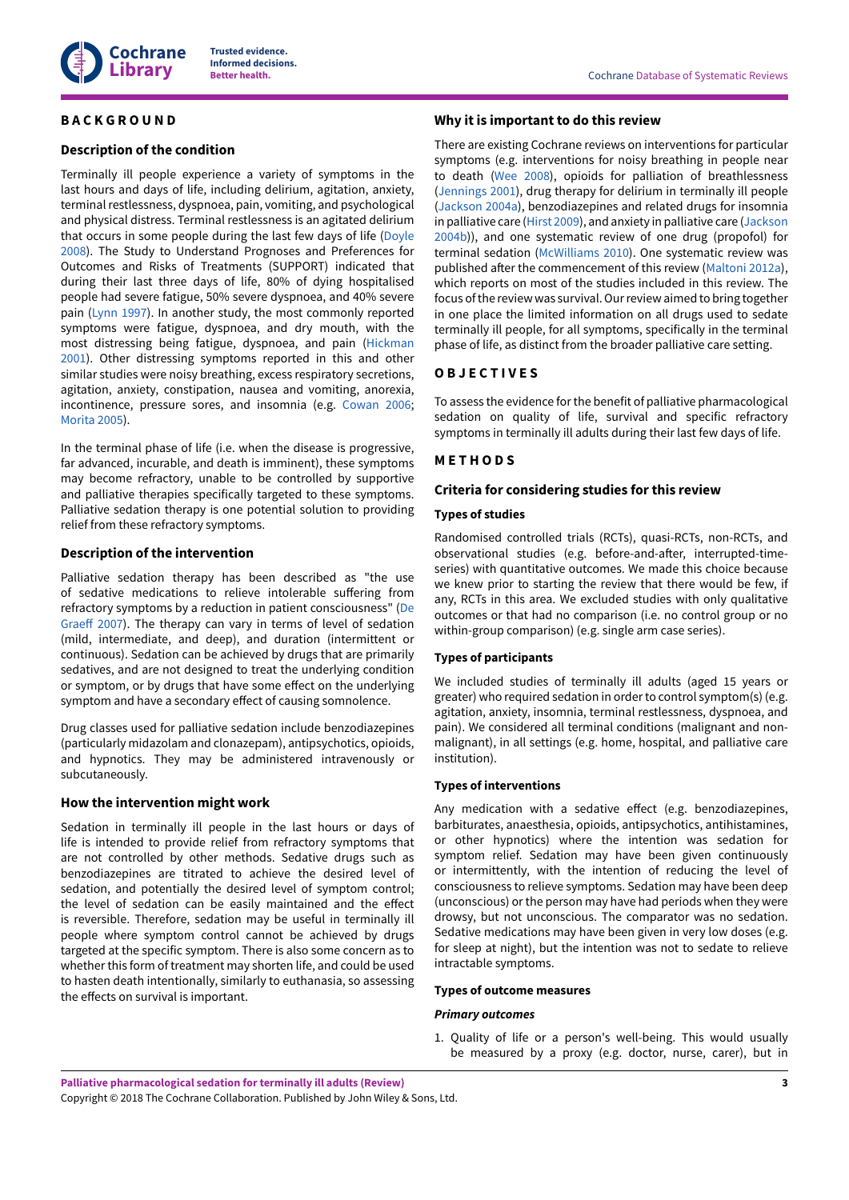# BACKGROUND

## Description of the condition

Terminally ill people experience a variety of symptoms in the last hours and days of life, including delirium, agitation, anxiety, terminal restlessness, dyspnoea, pain, vomiting, and psychological and physical distress. Terminal restlessness is an agitated delirium that occurs in some people during the last few days of life (Doyle 2008). The Study to Understand Prognoses and Preferences for Outcomes and Risks of Treatments (SUPPORT) indicated that during their last three days of life, 80% of dying hospitalised people had severe fatigue, 50% severe dyspnoea, and 40% severe pain (Lynn 1997). In another study, the most commonly reported symptoms were fatigue, dyspnoea, and dry mouth, with the most distressing being fatigue, dyspnoea, and pain (Hickman 2001). Other distressing symptoms reported in this and other similar studies were noisy breathing, excess respiratory secretions, agitation, anxiety, constipation, nausea and vomiting, anorexia, incontinence, pressure sores, and insomnia (e.g. Cowan 2006; Morita 2005).

In the terminal phase of life (i.e. when the disease is progressive, far advanced, incurable, and death is imminent), these symptoms may become refractory, unable to be controlled by supportive and palliative therapies specifically targeted to these symptoms. Palliative sedation therapy is one potential solution to providing relief from these refractory symptoms.

## Description of the intervention

Palliative sedation therapy has been described as "the use of sedative medications to relieve intolerable suffering from refractory symptoms by a reduction in patient consciousness" (De Graeff 2007). The therapy can vary in terms of level of sedation (mild, intermediate, and deep), and duration (intermittent or continuous). Sedation can be achieved by drugs that are primarily sedatives, and are not designed to treat the underlying condition or symptom, or by drugs that have some effect on the underlying symptom and have a secondary effect of causing somnolence.

Drug classes used for palliative sedation include benzodiazepines (particularly midazolam and clonazepam), antipsychotics, opioids, and hypnotics. They may be administered intravenously or subcutaneously.

## How the intervention might work

Sedation in terminally ill people in the last hours or days of life is intended to provide relief from refractory symptoms that are not controlled by other methods. Sedative drugs such as benzodiazepines are titrated to achieve the desired level of sedation, and potentially the desired level of symptom control; the level of sedation can be easily maintained and the effect is reversible. Therefore, sedation may be useful in terminally ill people where symptom control cannot be achieved by drugs targeted at the specific symptom. There is also some concern as to whether this form of treatment may shorten life, and could be used to hasten death intentionally, similarly to euthanasia, so assessing the effects on survival is important.

## Why it is important to do this review

There are existing Cochrane reviews on interventions for particular symptoms (e.g. interventions for noisy breathing in people near to death (Wee 2008), opioids for palliation of breathlessness (Jennings 2001), drug therapy for delirium in terminally ill people (Jackson 2004a), benzodiazepines and related drugs for insomnia in palliative care (Hirst 2009), and anxiety in palliative care (Jackson 2004b)), and one systematic review of one drug (propofol) for terminal sedation (McWilliams 2010). One systematic review was published after the commencement of this review (Maltoni 2012a), which reports on most of the studies included in this review. The focus of the review was survival. Our review aimed to bring together in one place the limited information on all drugs used to sedate terminally ill people, for all symptoms, specifically in the terminal phase of life, as distinct from the broader palliative care setting.

# OBJECTIVES

To assess the evidence for the benefit of palliative pharmacological sedation on quality of life, survival and specific refractory symptoms in terminally ill adults during their last few days of life.

# METHODS

## Criteria for considering studies for this review

### Types of studies

Randomised controlled trials (RCTs), quasi-RCTs, non-RCTs, and observational studies (e.g. before-and-after, interrupted-time-series) with quantitative outcomes. We made this choice because we knew prior to starting the review that there would be few, if any, RCTs in this area. We excluded studies with only qualitative outcomes or that had no comparison (i.e. no control group or no within-group comparison) (e.g. single arm case series).

### Types of participants

We included studies of terminally ill adults (aged 15 years or greater) who required sedation in order to control symptom(s) (e.g. agitation, anxiety, insomnia, terminal restlessness, dyspnoea, and pain). We considered all terminal conditions (malignant and non-malignant), in all settings (e.g. home, hospital, and palliative care institution).

### Types of interventions

Any medication with a sedative effect (e.g. benzodiazepines, barbiturates, anaesthesia, opioids, antipsychotics, antihistamines, or other hypnotics) where the intention was sedation for symptom relief. Sedation may have been given continuously or intermittently, with the intention of reducing the level of consciousness to relieve symptoms. Sedation may have been deep (unconscious) or the person may have had periods when they were drowsy, but not unconscious. The comparator was no sedation. Sedative medications may have been given in very low doses (e.g. for sleep at night), but the intention was not to sedate to relieve intractable symptoms.

### Types of outcome measures

#### *Primary outcomes*

1. Quality of life or a person's well-being. This would usually be measured by a proxy (e.g. doctor, nurse, carer), but in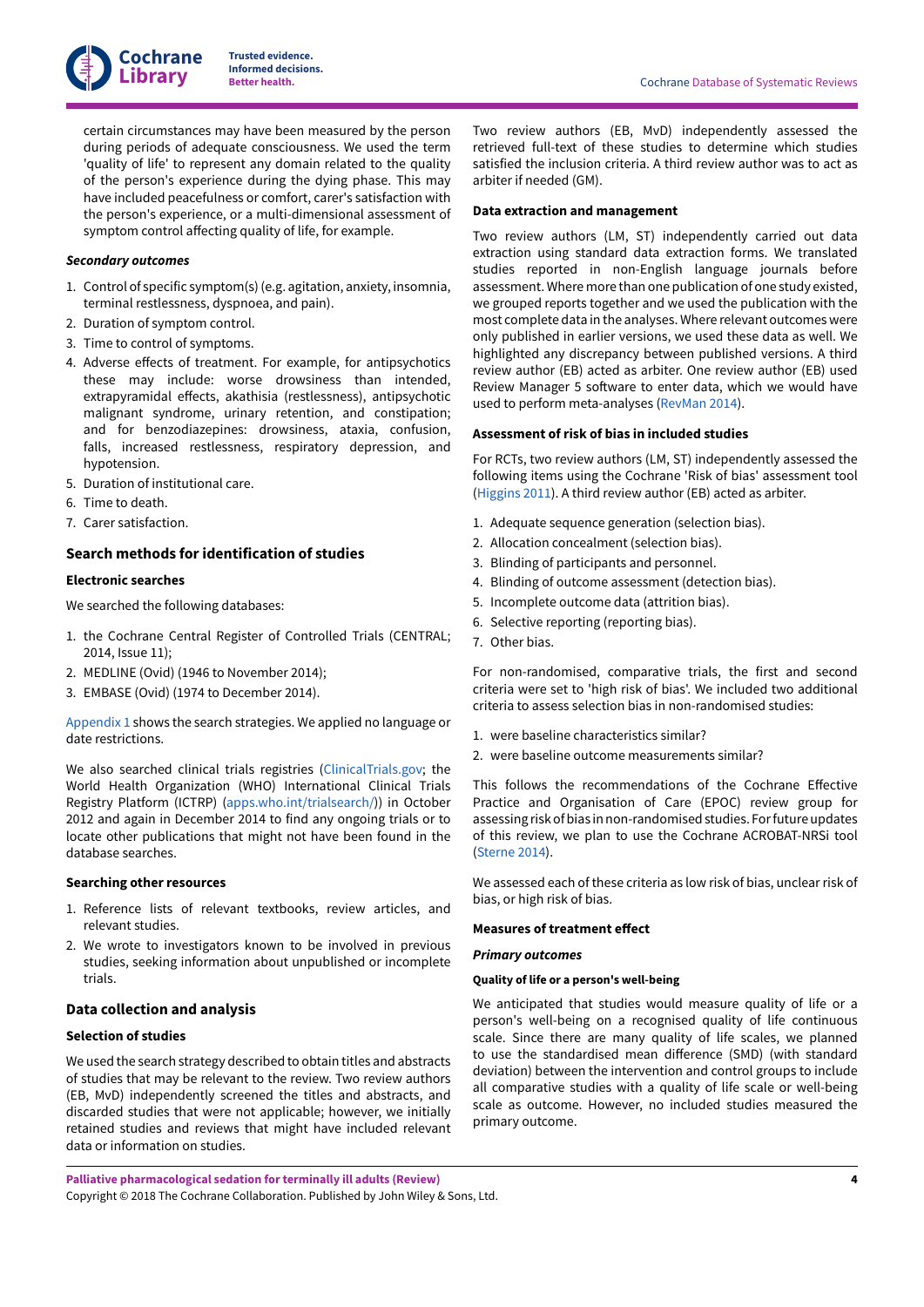certain circumstances may have been measured by the person during periods of adequate consciousness. We used the term 'quality of life' to represent any domain related to the quality of the person's experience during the dying phase. This may have included peacefulness or comfort, carer's satisfaction with the person's experience, or a multi-dimensional assessment of symptom control affecting quality of life, for example.

#### *Secondary outcomes*

1. Control of specific symptom(s) (e.g. agitation, anxiety, insomnia, terminal restlessness, dyspnoea, and pain).
2. Duration of symptom control.
3. Time to control of symptoms.
4. Adverse effects of treatment. For example, for antipsychotics these may include: worse drowsiness than intended, extrapyramidal effects, akathisia (restlessness), antipsychotic malignant syndrome, urinary retention, and constipation; and for benzodiazepines: drowsiness, ataxia, confusion, falls, increased restlessness, respiratory depression, and hypotension.
5. Duration of institutional care.
6. Time to death.
7. Carer satisfaction.

## Search methods for identification of studies

### Electronic searches

We searched the following databases:

1. the Cochrane Central Register of Controlled Trials (CENTRAL; 2014, Issue 11);
2. MEDLINE (Ovid) (1946 to November 2014);
3. EMBASE (Ovid) (1974 to December 2014).

Appendix 1 shows the search strategies. We applied no language or date restrictions.

We also searched clinical trials registries (ClinicalTrials.gov; the World Health Organization (WHO) International Clinical Trials Registry Platform (ICTRP) (apps.who.int/trialsearch/)) in October 2012 and again in December 2014 to find any ongoing trials or to locate other publications that might not have been found in the database searches.

### Searching other resources

1. Reference lists of relevant textbooks, review articles, and relevant studies.
2. We wrote to investigators known to be involved in previous studies, seeking information about unpublished or incomplete trials.

## Data collection and analysis

### Selection of studies

We used the search strategy described to obtain titles and abstracts of studies that may be relevant to the review. Two review authors (EB, MvD) independently screened the titles and abstracts, and discarded studies that were not applicable; however, we initially retained studies and reviews that might have included relevant data or information on studies.

Two review authors (EB, MvD) independently assessed the retrieved full-text of these studies to determine which studies satisfied the inclusion criteria. A third review author was to act as arbiter if needed (GM).

### Data extraction and management

Two review authors (LM, ST) independently carried out data extraction using standard data extraction forms. We translated studies reported in non-English language journals before assessment. Where more than one publication of one study existed, we grouped reports together and we used the publication with the most complete data in the analyses. Where relevant outcomes were only published in earlier versions, we used these data as well. We highlighted any discrepancy between published versions. A third review author (EB) acted as arbiter. One review author (EB) used Review Manager 5 software to enter data, which we would have used to perform meta-analyses (RevMan 2014).

### Assessment of risk of bias in included studies

For RCTs, two review authors (LM, ST) independently assessed the following items using the Cochrane 'Risk of bias' assessment tool (Higgins 2011). A third review author (EB) acted as arbiter.

1. Adequate sequence generation (selection bias).
2. Allocation concealment (selection bias).
3. Blinding of participants and personnel.
4. Blinding of outcome assessment (detection bias).
5. Incomplete outcome data (attrition bias).
6. Selective reporting (reporting bias).
7. Other bias.

For non-randomised, comparative trials, the first and second criteria were set to 'high risk of bias'. We included two additional criteria to assess selection bias in non-randomised studies:

1. were baseline characteristics similar?
2. were baseline outcome measurements similar?

This follows the recommendations of the Cochrane Effective Practice and Organisation of Care (EPOC) review group for assessing risk of bias in non-randomised studies. For future updates of this review, we plan to use the Cochrane ACROBAT-NRSi tool (Sterne 2014).

We assessed each of these criteria as low risk of bias, unclear risk of bias, or high risk of bias.

### Measures of treatment effect

#### *Primary outcomes*

##### Quality of life or a person's well-being

We anticipated that studies would measure quality of life or a person's well-being on a recognised quality of life continuous scale. Since there are many quality of life scales, we planned to use the standardised mean difference (SMD) (with standard deviation) between the intervention and control groups to include all comparative studies with a quality of life scale or well-being scale as outcome. However, no included studies measured the primary outcome.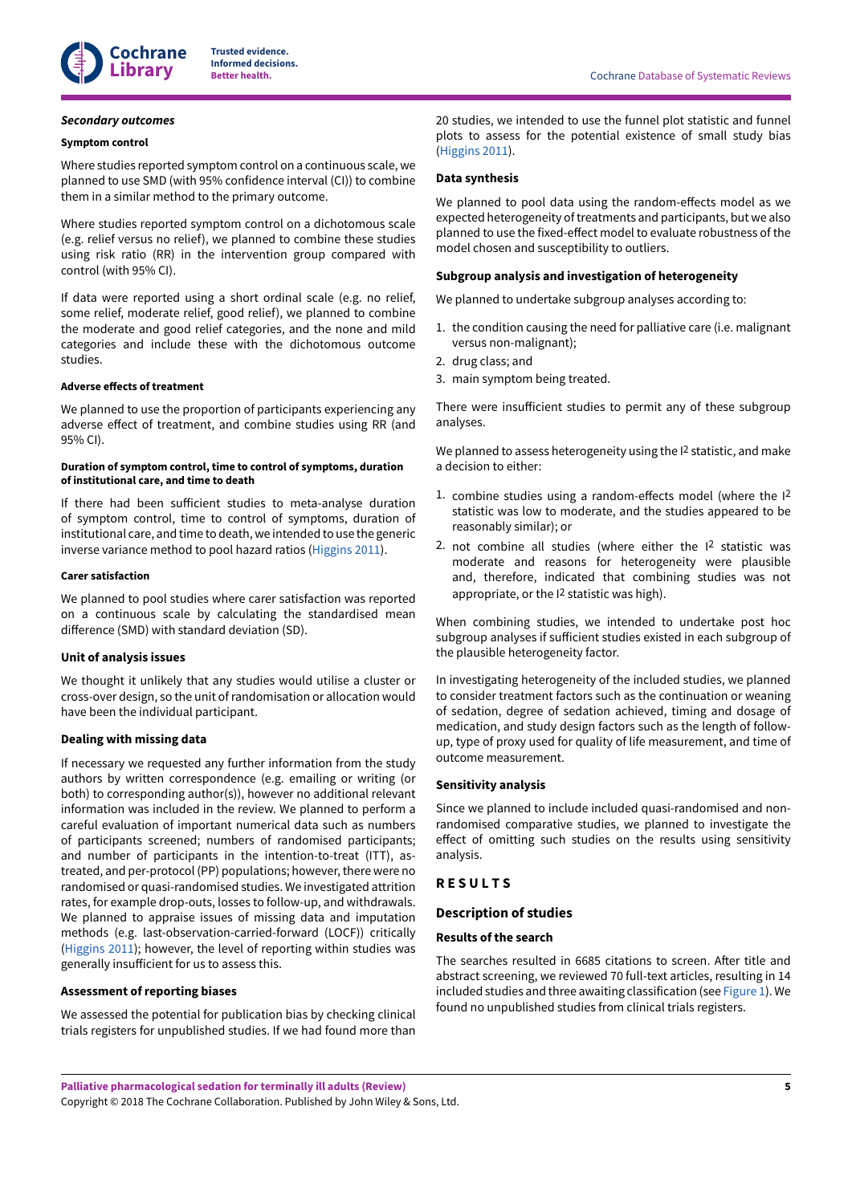#### *Secondary outcomes*

##### Symptom control

Where studies reported symptom control on a continuous scale, we planned to use SMD (with 95% confidence interval (CI)) to combine them in a similar method to the primary outcome.

Where studies reported symptom control on a dichotomous scale (e.g. relief versus no relief), we planned to combine these studies using risk ratio (RR) in the intervention group compared with control (with 95% CI).

If data were reported using a short ordinal scale (e.g. no relief, some relief, moderate relief, good relief), we planned to combine the moderate and good relief categories, and the none and mild categories and include these with the dichotomous outcome studies.

##### Adverse effects of treatment

We planned to use the proportion of participants experiencing any adverse effect of treatment, and combine studies using RR (and 95% CI).

##### Duration of symptom control, time to control of symptoms, duration of institutional care, and time to death

If there had been sufficient studies to meta-analyse duration of symptom control, time to control of symptoms, duration of institutional care, and time to death, we intended to use the generic inverse variance method to pool hazard ratios (Higgins 2011).

##### Carer satisfaction

We planned to pool studies where carer satisfaction was reported on a continuous scale by calculating the standardised mean difference (SMD) with standard deviation (SD).

### Unit of analysis issues

We thought it unlikely that any studies would utilise a cluster or cross-over design, so the unit of randomisation or allocation would have been the individual participant.

### Dealing with missing data

If necessary we requested any further information from the study authors by written correspondence (e.g. emailing or writing (or both) to corresponding author(s)), however no additional relevant information was included in the review. We planned to perform a careful evaluation of important numerical data such as numbers of participants screened; numbers of randomised participants; and number of participants in the intention-to-treat (ITT), as-treated, and per-protocol (PP) populations; however, there were no randomised or quasi-randomised studies. We investigated attrition rates, for example drop-outs, losses to follow-up, and withdrawals. We planned to appraise issues of missing data and imputation methods (e.g. last-observation-carried-forward (LOCF)) critically (Higgins 2011); however, the level of reporting within studies was generally insufficient for us to assess this.

### Assessment of reporting biases

We assessed the potential for publication bias by checking clinical trials registers for unpublished studies. If we had found more than 20 studies, we intended to use the funnel plot statistic and funnel plots to assess for the potential existence of small study bias (Higgins 2011).

### Data synthesis

We planned to pool data using the random-effects model as we expected heterogeneity of treatments and participants, but we also planned to use the fixed-effect model to evaluate robustness of the model chosen and susceptibility to outliers.

### Subgroup analysis and investigation of heterogeneity

We planned to undertake subgroup analyses according to:

1. the condition causing the need for palliative care (i.e. malignant versus non-malignant);
2. drug class; and
3. main symptom being treated.

There were insufficient studies to permit any of these subgroup analyses.

We planned to assess heterogeneity using the $I^2$ statistic, and make a decision to either:

1. combine studies using a random-effects model (where the $I^2$ statistic was low to moderate, and the studies appeared to be reasonably similar); or
2. not combine all studies (where either the $I^2$ statistic was moderate and reasons for heterogeneity were plausible and, therefore, indicated that combining studies was not appropriate, or the $I^2$ statistic was high).

When combining studies, we intended to undertake post hoc subgroup analyses if sufficient studies existed in each subgroup of the plausible heterogeneity factor.

In investigating heterogeneity of the included studies, we planned to consider treatment factors such as the continuation or weaning of sedation, degree of sedation achieved, timing and dosage of medication, and study design factors such as the length of follow-up, type of proxy used for quality of life measurement, and time of outcome measurement.

### Sensitivity analysis

Since we planned to include included quasi-randomised and non-randomised comparative studies, we planned to investigate the effect of omitting such studies on the results using sensitivity analysis.

## RESULTS

### Description of studies

#### Results of the search

The searches resulted in 6685 citations to screen. After title and abstract screening, we reviewed 70 full-text articles, resulting in 14 included studies and three awaiting classification (see Figure 1). We found no unpublished studies from clinical trials registers.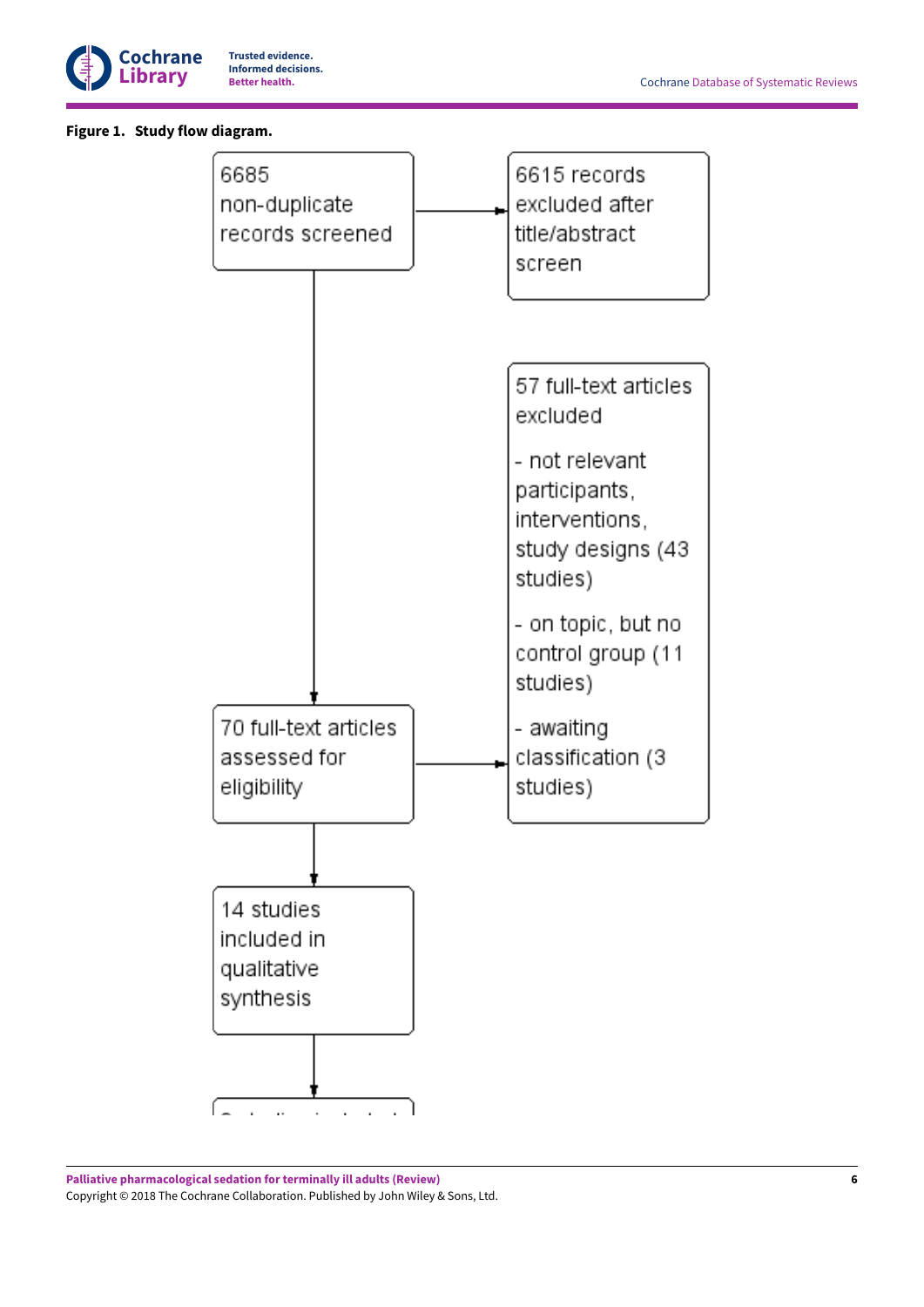**Figure 1. Study flow diagram.**

6685 non-duplicate records screened

6615 records excluded after title/abstract screen

70 full-text articles assessed for eligibility

57 full-text articles excluded

- not relevant participants, interventions, study designs (43 studies)

- on topic, but no control group (11 studies)

- awaiting classification (3 studies)

14 studies included in qualitative synthesis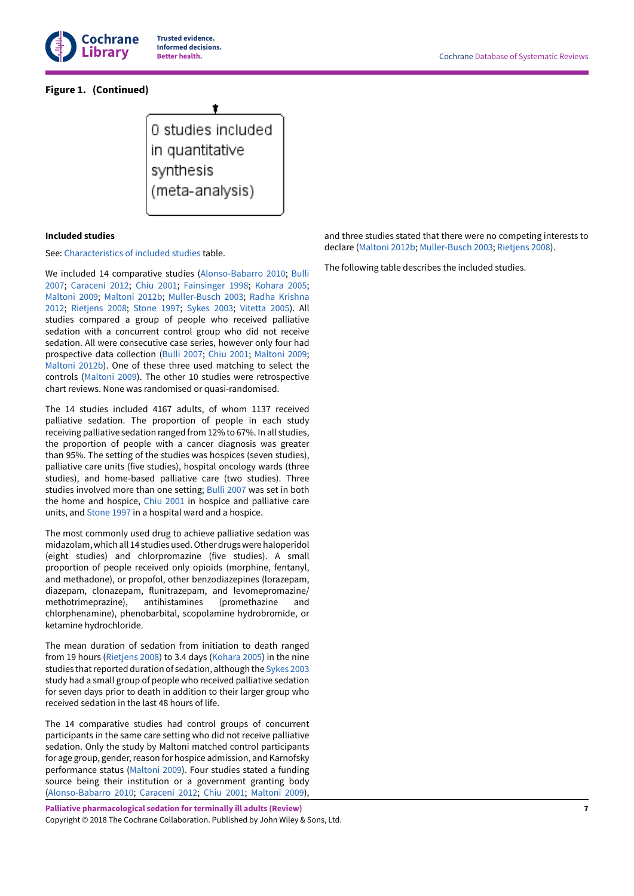**Figure 1. (Continued)**

0 studies included in quantitative synthesis (meta-analysis)

### Included studies

See: Characteristics of included studies table.

We included 14 comparative studies (Alonso-Babarro 2010; Bulli 2007; Caraceni 2012; Chiu 2001; Fainsinger 1998; Kohara 2005; Maltoni 2009; Maltoni 2012b; Muller-Busch 2003; Radha Krishna 2012; Rietjens 2008; Stone 1997; Sykes 2003; Vitetta 2005). All studies compared a group of people who received palliative sedation with a concurrent control group who did not receive sedation. All were consecutive case series, however only four had prospective data collection (Bulli 2007; Chiu 2001; Maltoni 2009; Maltoni 2012b). One of these three used matching to select the controls (Maltoni 2009). The other 10 studies were retrospective chart reviews. None was randomised or quasi-randomised.

The 14 studies included 4167 adults, of whom 1137 received palliative sedation. The proportion of people in each study receiving palliative sedation ranged from 12% to 67%. In all studies, the proportion of people with a cancer diagnosis was greater than 95%. The setting of the studies was hospices (seven studies), palliative care units (five studies), hospital oncology wards (three studies), and home-based palliative care (two studies). Three studies involved more than one setting; Bulli 2007 was set in both the home and hospice, Chiu 2001 in hospice and palliative care units, and Stone 1997 in a hospital ward and a hospice.

The most commonly used drug to achieve palliative sedation was midazolam, which all 14 studies used. Other drugs were haloperidol (eight studies) and chlorpromazine (five studies). A small proportion of people received only opioids (morphine, fentanyl, and methadone), or propofol, other benzodiazepines (lorazepam, diazepam, clonazepam, flunitrazepam, and levomepromazine/methotrimeprazine), antihistamines (promethazine and chlorphenamine), phenobarbital, scopolamine hydrobromide, or ketamine hydrochloride.

The mean duration of sedation from initiation to death ranged from 19 hours (Rietjens 2008) to 3.4 days (Kohara 2005) in the nine studies that reported duration of sedation, although the Sykes 2003 study had a small group of people who received palliative sedation for seven days prior to death in addition to their larger group who received sedation in the last 48 hours of life.

The 14 comparative studies had control groups of concurrent participants in the same care setting who did not receive palliative sedation. Only the study by Maltoni matched control participants for age group, gender, reason for hospice admission, and Karnofsky performance status (Maltoni 2009). Four studies stated a funding source being their institution or a government granting body (Alonso-Babarro 2010; Caraceni 2012; Chiu 2001; Maltoni 2009), and three studies stated that there were no competing interests to declare (Maltoni 2012b; Muller-Busch 2003; Rietjens 2008).

The following table describes the included studies.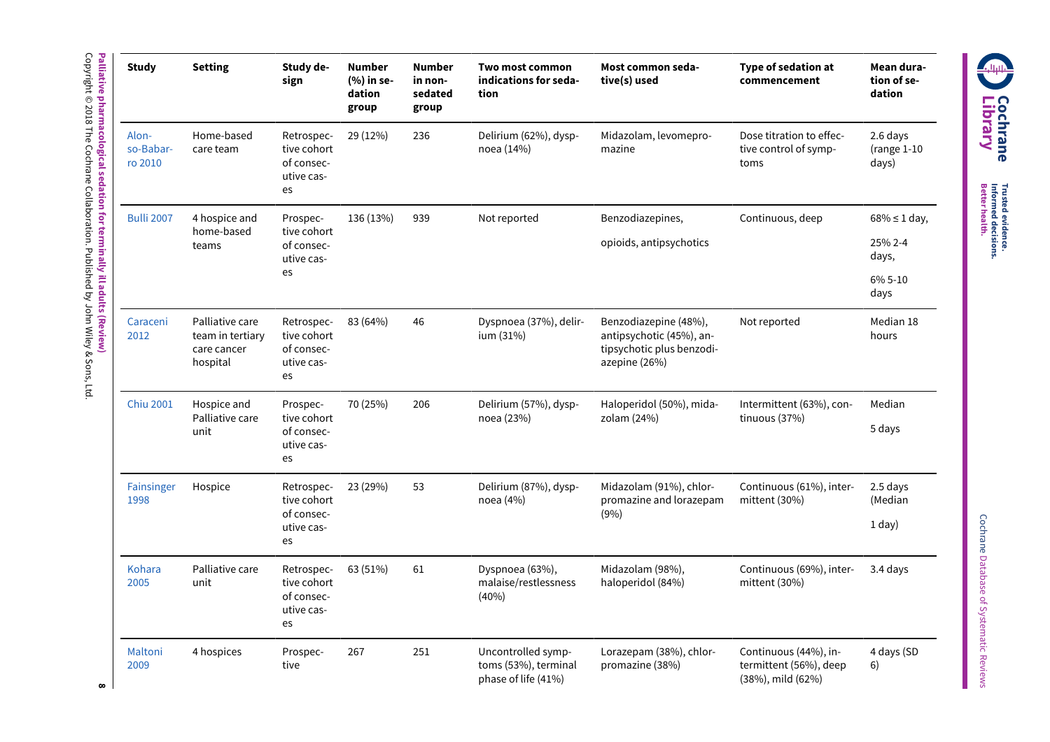| Study | Setting | Study design | Number (%) in sedation group | Number in non-sedated group | Two most common indications for sedation | Most common sedative(s) used | Type of sedation at commencement | Mean duration of sedation |
|---|---|---|---|---|---|---|---|---|
| Alonso-Babarro 2010 | Home-based care team | Retrospective cohort of consecutive cases | 29 (12%) | 236 | Delirium (62%), dyspnoea (14%) | Midazolam, levomepromazine | Dose titration to effective control of symptoms | 2.6 days (range 1-10 days) |
| Bulli 2007 | 4 hospice and home-based teams | Prospective cohort of consecutive cases | 136 (13%) | 939 | Not reported | Benzodiazepines, opioids, antipsychotics | Continuous, deep | 68% ≤ 1 day, 25% 2-4 days, 6% 5-10 days |
| Caraceni 2012 | Palliative care team in tertiary care cancer hospital | Retrospective cohort of consecutive cases | 83 (64%) | 46 | Dyspnoea (37%), delirium (31%) | Benzodiazepine (48%), antipsychotic (45%), antipsychotic plus benzodiazepine (26%) | Not reported | Median 18 hours |
| Chiu 2001 | Hospice and Palliative care unit | Prospective cohort of consecutive cases | 70 (25%) | 206 | Delirium (57%), dyspnoea (23%) | Haloperidol (50%), midazolam (24%) | Intermittent (63%), continuous (37%) | Median 5 days |
| Fainsinger 1998 | Hospice | Retrospective cohort of consecutive cases | 23 (29%) | 53 | Delirium (87%), dyspnoea (4%) | Midazolam (91%), chlorpromazine and lorazepam (9%) | Continuous (61%), intermittent (30%) | 2.5 days (Median 1 day) |
| Kohara 2005 | Palliative care unit | Retrospective cohort of consecutive cases | 63 (51%) | 61 | Dyspnoea (63%), malaise/restlessness (40%) | Midazolam (98%), haloperidol (84%) | Continuous (69%), intermittent (30%) | 3.4 days |
| Maltoni 2009 | 4 hospices | Prospective | 267 | 251 | Uncontrolled symptoms (53%), terminal phase of life (41%) | Lorazepam (38%), chlorpromazine (38%) | Continuous (44%), intermittent (56%), deep (38%), mild (62%) | 4 days (SD 6) |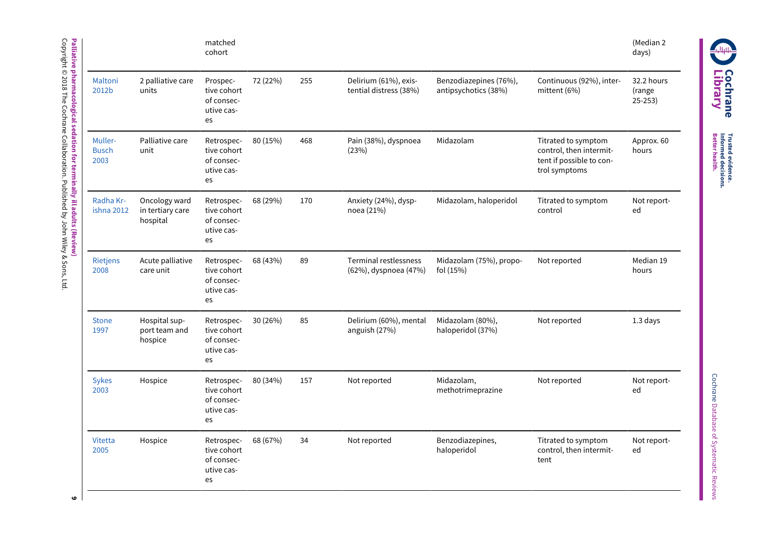| | | | | | | | | |
|---|---|---|---|---|---|---|---|---|
| | | matched cohort | | | | | | (Median 2 days) |
| Maltoni 2012b | 2 palliative care units | Prospective cohort of consecutive cases | 72 (22%) | 255 | Delirium (61%), existential distress (38%) | Benzodiazepines (76%), antipsychotics (38%) | Continuous (92%), intermittent (6%) | 32.2 hours (range 25-253) |
| Muller-Busch 2003 | Palliative care unit | Retrospective cohort of consecutive cases | 80 (15%) | 468 | Pain (38%), dyspnoea (23%) | Midazolam | Titrated to symptom control, then intermittent if possible to control symptoms | Approx. 60 hours |
| Radha Krishna 2012 | Oncology ward in tertiary care hospital | Retrospective cohort of consecutive cases | 68 (29%) | 170 | Anxiety (24%), dyspnoea (21%) | Midazolam, haloperidol | Titrated to symptom control | Not reported |
| Rietjens 2008 | Acute palliative care unit | Retrospective cohort of consecutive cases | 68 (43%) | 89 | Terminal restlessness (62%), dyspnoea (47%) | Midazolam (75%), propofol (15%) | Not reported | Median 19 hours |
| Stone 1997 | Hospital support team and hospice | Retrospective cohort of consecutive cases | 30 (26%) | 85 | Delirium (60%), mental anguish (27%) | Midazolam (80%), haloperidol (37%) | Not reported | 1.3 days |
| Sykes 2003 | Hospice | Retrospective cohort of consecutive cases | 80 (34%) | 157 | Not reported | Midazolam, methotrimeprazine | Not reported | Not reported |
| Vitetta 2005 | Hospice | Retrospective cohort of consecutive cases | 68 (67%) | 34 | Not reported | Benzodiazepines, haloperidol | Titrated to symptom control, then intermittent | Not reported |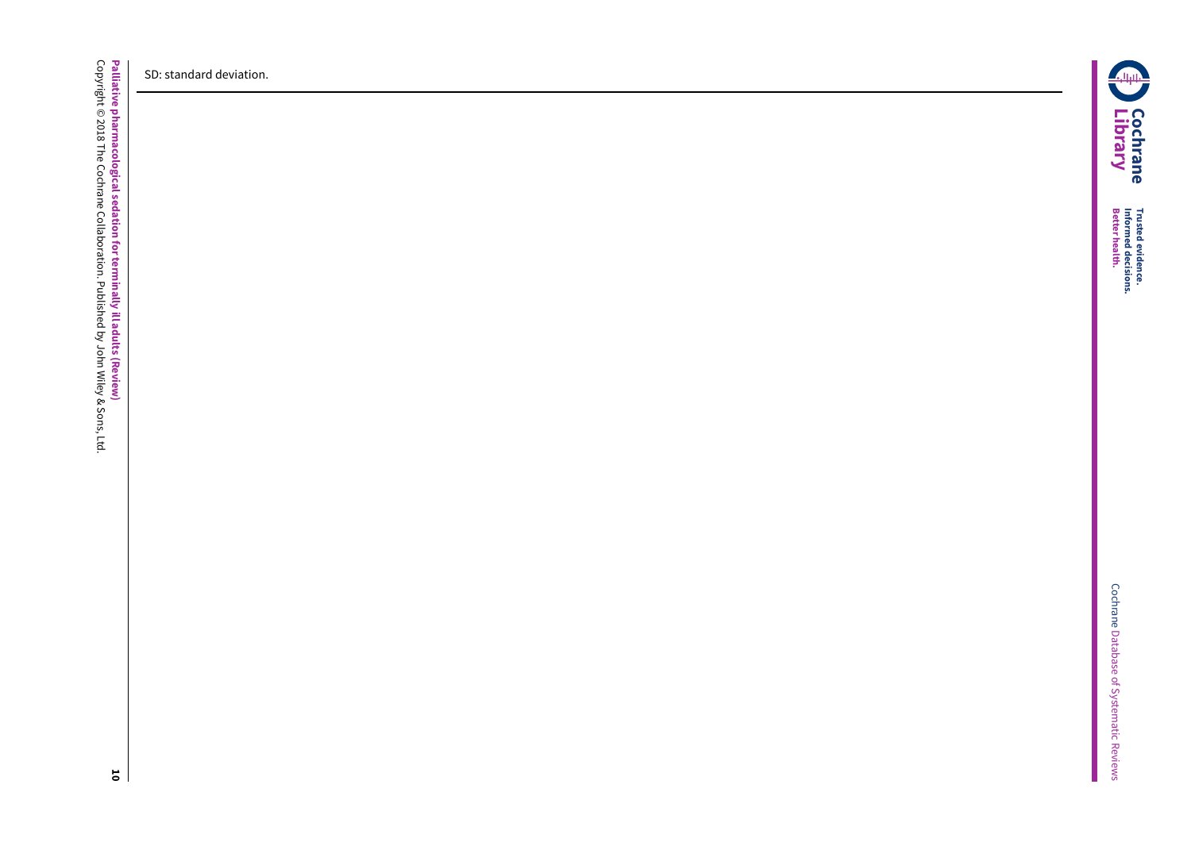SD: standard deviation.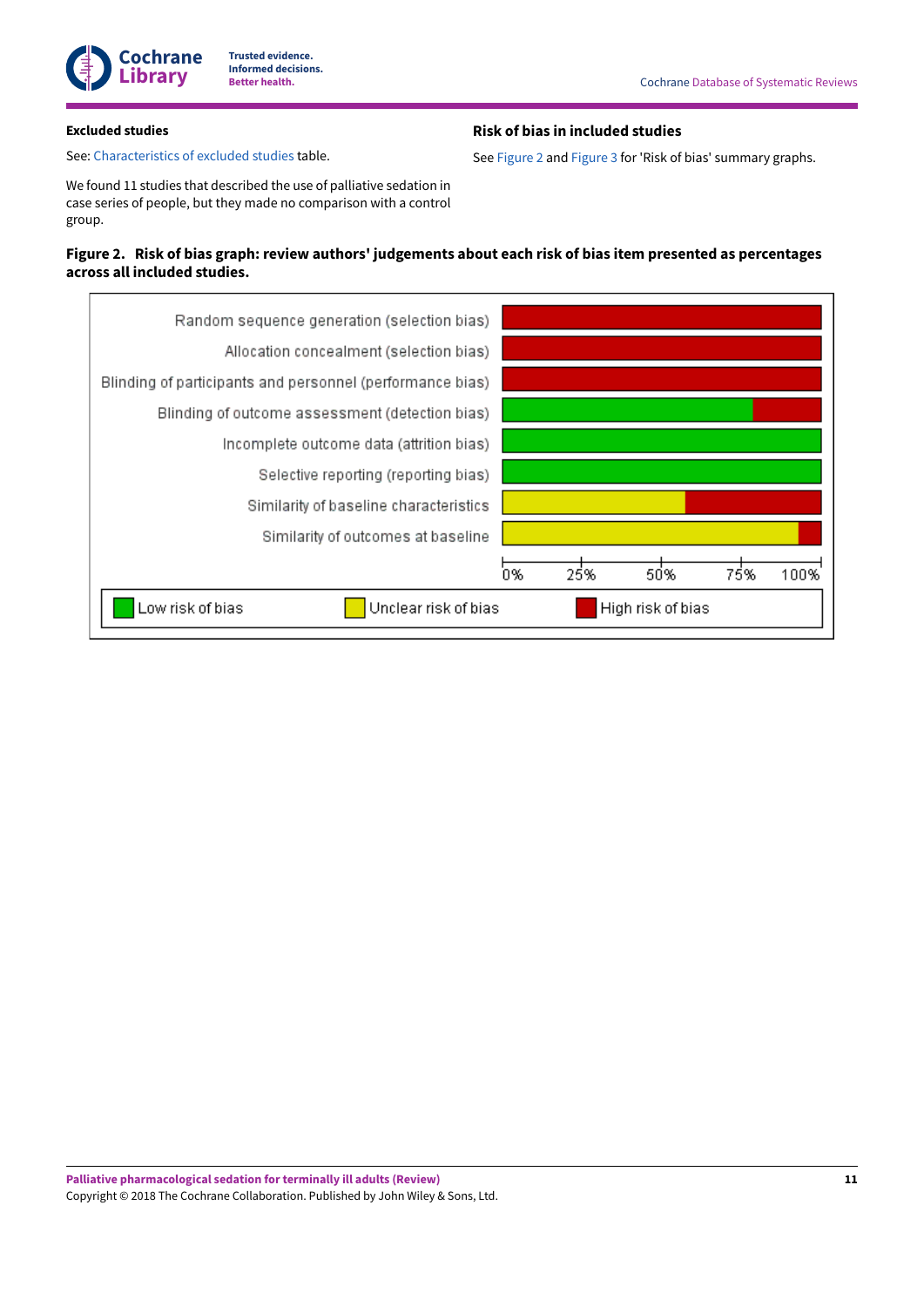### Excluded studies

See: Characteristics of excluded studies table.

We found 11 studies that described the use of palliative sedation in case series of people, but they made no comparison with a control group.

### Risk of bias in included studies

See Figure 2 and Figure 3 for 'Risk of bias' summary graphs.

**Figure 2. Risk of bias graph: review authors' judgements about each risk of bias item presented as percentages across all included studies.**

Random sequence generation (selection bias)
Allocation concealment (selection bias)
Blinding of participants and personnel (performance bias)
Blinding of outcome assessment (detection bias)
Incomplete outcome data (attrition bias)
Selective reporting (reporting bias)
Similarity of baseline characteristics
Similarity of outcomes at baseline

0% 25% 50% 75% 100%

Low risk of bias
Unclear risk of bias
High risk of bias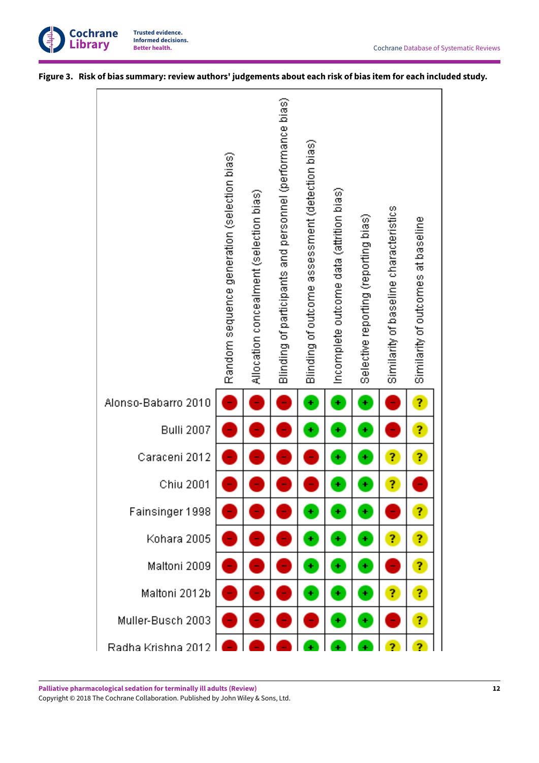**Figure 3. Risk of bias summary: review authors' judgements about each risk of bias item for each included study.**

Random sequence generation (selection bias)
Allocation concealment (selection bias)
Blinding of participants and personnel (performance bias)
Blinding of outcome assessment (detection bias)
Incomplete outcome data (attrition bias)
Selective reporting (reporting bias)
Similarity of baseline characteristics
Similarity of outcomes at baseline

Alonso-Babarro 2010
Bulli 2007
Caraceni 2012
Chiu 2001
Fainsinger 1998
Kohara 2005
Maltoni 2009
Maltoni 2012b
Muller-Busch 2003
Radha Krishna 2012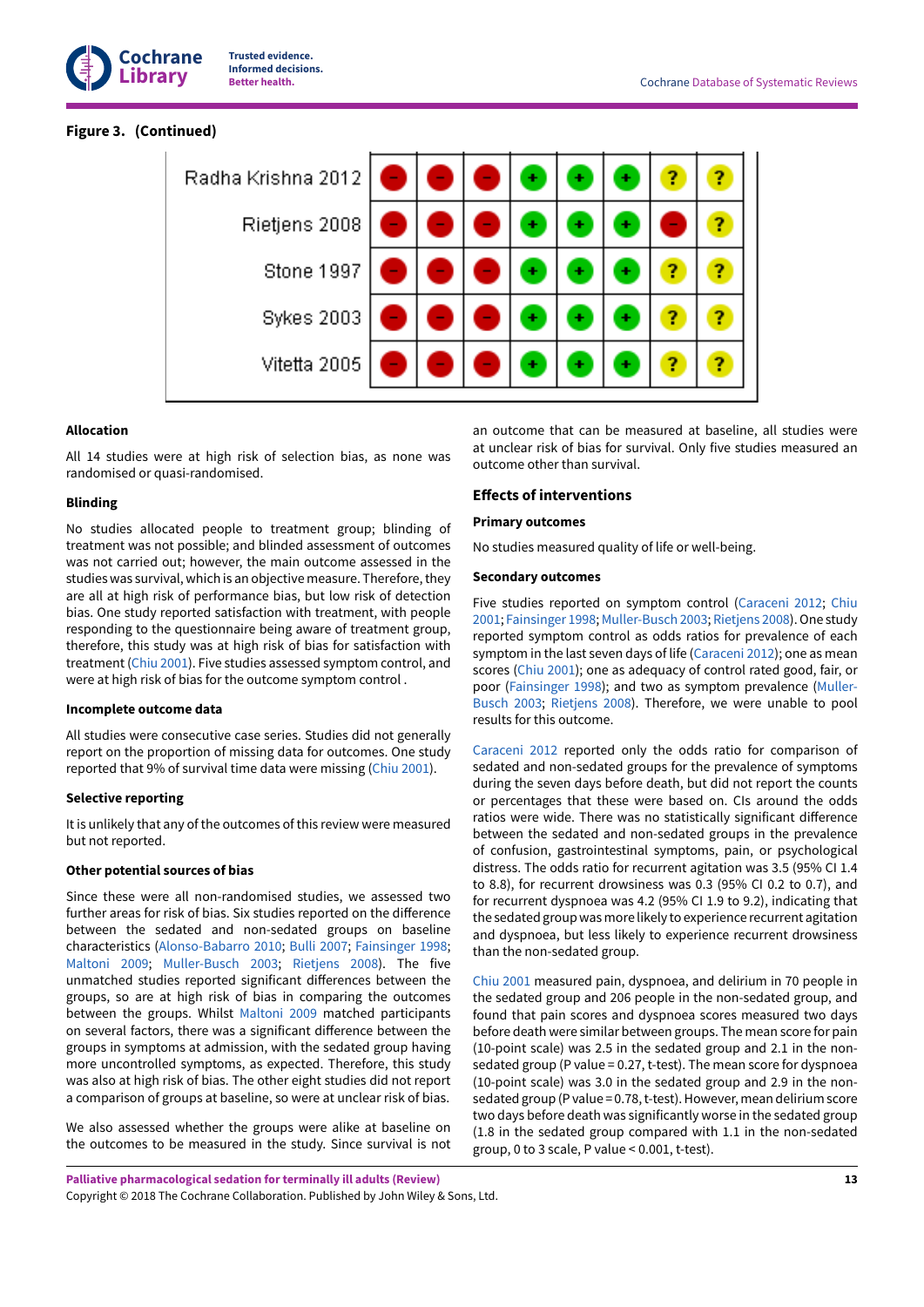**Figure 3. (Continued)**

Radha Krishna 2012 − − − + + + ? ?

Rietjens 2008 − − − + + + − ?

Stone 1997 − − − + + + ? ?

Sykes 2003 − − − + + + ? ?

Vitetta 2005 − − − + + + ? ?

### Allocation

All 14 studies were at high risk of selection bias, as none was randomised or quasi-randomised.

### Blinding

No studies allocated people to treatment group; blinding of treatment was not possible; and blinded assessment of outcomes was not carried out; however, the main outcome assessed in the studies was survival, which is an objective measure. Therefore, they are all at high risk of performance bias, but low risk of detection bias. One study reported satisfaction with treatment, with people responding to the questionnaire being aware of treatment group, therefore, this study was at high risk of bias for satisfaction with treatment (Chiu 2001). Five studies assessed symptom control, and were at high risk of bias for the outcome symptom control .

### Incomplete outcome data

All studies were consecutive case series. Studies did not generally report on the proportion of missing data for outcomes. One study reported that 9% of survival time data were missing (Chiu 2001).

### Selective reporting

It is unlikely that any of the outcomes of this review were measured but not reported.

### Other potential sources of bias

Since these were all non-randomised studies, we assessed two further areas for risk of bias. Six studies reported on the difference between the sedated and non-sedated groups on baseline characteristics (Alonso-Babarro 2010; Bulli 2007; Fainsinger 1998; Maltoni 2009; Muller-Busch 2003; Rietjens 2008). The five unmatched studies reported significant differences between the groups, so are at high risk of bias in comparing the outcomes between the groups. Whilst Maltoni 2009 matched participants on several factors, there was a significant difference between the groups in symptoms at admission, with the sedated group having more uncontrolled symptoms, as expected. Therefore, this study was also at high risk of bias. The other eight studies did not report a comparison of groups at baseline, so were at unclear risk of bias.

We also assessed whether the groups were alike at baseline on the outcomes to be measured in the study. Since survival is not an outcome that can be measured at baseline, all studies were at unclear risk of bias for survival. Only five studies measured an outcome other than survival.

## Effects of interventions

### Primary outcomes

No studies measured quality of life or well-being.

### Secondary outcomes

Five studies reported on symptom control (Caraceni 2012; Chiu 2001; Fainsinger 1998; Muller-Busch 2003; Rietjens 2008). One study reported symptom control as odds ratios for prevalence of each symptom in the last seven days of life (Caraceni 2012); one as mean scores (Chiu 2001); one as adequacy of control rated good, fair, or poor (Fainsinger 1998); and two as symptom prevalence (Muller-Busch 2003; Rietjens 2008). Therefore, we were unable to pool results for this outcome.

Caraceni 2012 reported only the odds ratio for comparison of sedated and non-sedated groups for the prevalence of symptoms during the seven days before death, but did not report the counts or percentages that these were based on. CIs around the odds ratios were wide. There was no statistically significant difference between the sedated and non-sedated groups in the prevalence of confusion, gastrointestinal symptoms, pain, or psychological distress. The odds ratio for recurrent agitation was 3.5 (95% CI 1.4 to 8.8), for recurrent drowsiness was 0.3 (95% CI 0.2 to 0.7), and for recurrent dyspnoea was 4.2 (95% CI 1.9 to 9.2), indicating that the sedated group was more likely to experience recurrent agitation and dyspnoea, but less likely to experience recurrent drowsiness than the non-sedated group.

Chiu 2001 measured pain, dyspnoea, and delirium in 70 people in the sedated group and 206 people in the non-sedated group, and found that pain scores and dyspnoea scores measured two days before death were similar between groups. The mean score for pain (10-point scale) was 2.5 in the sedated group and 2.1 in the non-sedated group (P value = 0.27, t-test). The mean score for dyspnoea (10-point scale) was 3.0 in the sedated group and 2.9 in the non-sedated group (P value = 0.78, t-test). However, mean delirium score two days before death was significantly worse in the sedated group (1.8 in the sedated group compared with 1.1 in the non-sedated group, 0 to 3 scale, P value < 0.001, t-test).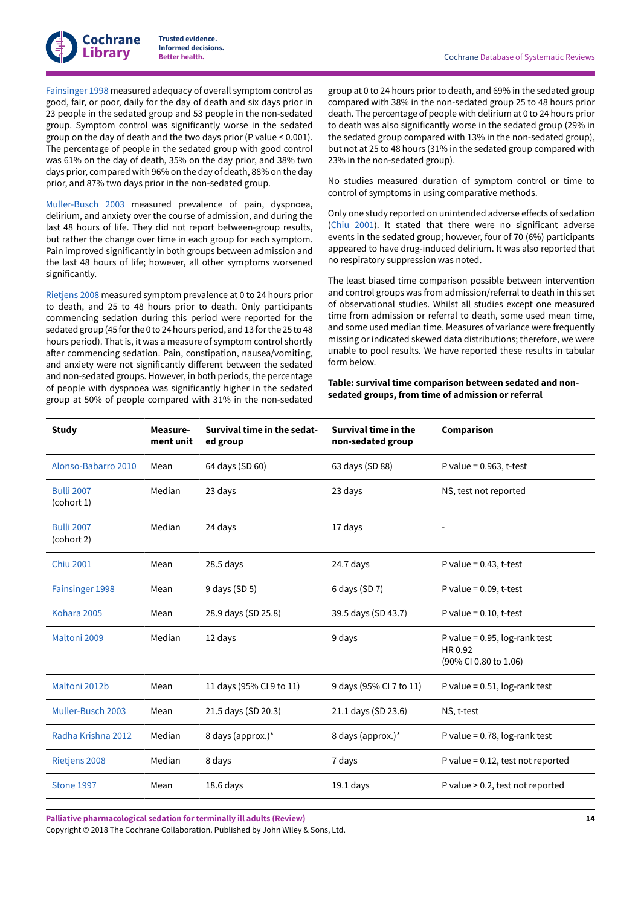Fainsinger 1998 measured adequacy of overall symptom control as good, fair, or poor, daily for the day of death and six days prior in 23 people in the sedated group and 53 people in the non-sedated group. Symptom control was significantly worse in the sedated group on the day of death and the two days prior (P value < 0.001). The percentage of people in the sedated group with good control was 61% on the day of death, 35% on the day prior, and 38% two days prior, compared with 96% on the day of death, 88% on the day prior, and 87% two days prior in the non-sedated group.

Muller-Busch 2003 measured prevalence of pain, dyspnoea, delirium, and anxiety over the course of admission, and during the last 48 hours of life. They did not report between-group results, but rather the change over time in each group for each symptom. Pain improved significantly in both groups between admission and the last 48 hours of life; however, all other symptoms worsened significantly.

Rietjens 2008 measured symptom prevalence at 0 to 24 hours prior to death, and 25 to 48 hours prior to death. Only participants commencing sedation during this period were reported for the sedated group (45 for the 0 to 24 hours period, and 13 for the 25 to 48 hours period). That is, it was a measure of symptom control shortly after commencing sedation. Pain, constipation, nausea/vomiting, and anxiety were not significantly different between the sedated and non-sedated groups. However, in both periods, the percentage of people with dyspnoea was significantly higher in the sedated group at 50% of people compared with 31% in the non-sedated group at 0 to 24 hours prior to death, and 69% in the sedated group compared with 38% in the non-sedated group 25 to 48 hours prior death. The percentage of people with delirium at 0 to 24 hours prior to death was also significantly worse in the sedated group (29% in the sedated group compared with 13% in the non-sedated group), but not at 25 to 48 hours (31% in the sedated group compared with 23% in the non-sedated group).

No studies measured duration of symptom control or time to control of symptoms in using comparative methods.

Only one study reported on unintended adverse effects of sedation (Chiu 2001). It stated that there were no significant adverse events in the sedated group; however, four of 70 (6%) participants appeared to have drug-induced delirium. It was also reported that no respiratory suppression was noted.

The least biased time comparison possible between intervention and control groups was from admission/referral to death in this set of observational studies. Whilst all studies except one measured time from admission or referral to death, some used mean time, and some used median time. Measures of variance were frequently missing or indicated skewed data distributions; therefore, we were unable to pool results. We have reported these results in tabular form below.

**Table: survival time comparison between sedated and non-sedated groups, from time of admission or referral**

| Study | Measurement unit | Survival time in the sedated group | Survival time in the non-sedated group | Comparison |
|---|---|---|---|---|
| Alonso-Babarro 2010 | Mean | 64 days (SD 60) | 63 days (SD 88) | P value = 0.963, t-test |
| Bulli 2007 (cohort 1) | Median | 23 days | 23 days | NS, test not reported |
| Bulli 2007 (cohort 2) | Median | 24 days | 17 days | - |
| Chiu 2001 | Mean | 28.5 days | 24.7 days | P value = 0.43, t-test |
| Fainsinger 1998 | Mean | 9 days (SD 5) | 6 days (SD 7) | P value = 0.09, t-test |
| Kohara 2005 | Mean | 28.9 days (SD 25.8) | 39.5 days (SD 43.7) | P value = 0.10, t-test |
| Maltoni 2009 | Median | 12 days | 9 days | P value = 0.95, log-rank test HR 0.92 (90% CI 0.80 to 1.06) |
| Maltoni 2012b | Mean | 11 days (95% CI 9 to 11) | 9 days (95% CI 7 to 11) | P value = 0.51, log-rank test |
| Muller-Busch 2003 | Mean | 21.5 days (SD 20.3) | 21.1 days (SD 23.6) | NS, t-test |
| Radha Krishna 2012 | Median | 8 days (approx.)* | 8 days (approx.)* | P value = 0.78, log-rank test |
| Rietjens 2008 | Median | 8 days | 7 days | P value = 0.12, test not reported |
| Stone 1997 | Mean | 18.6 days | 19.1 days | P value > 0.2, test not reported |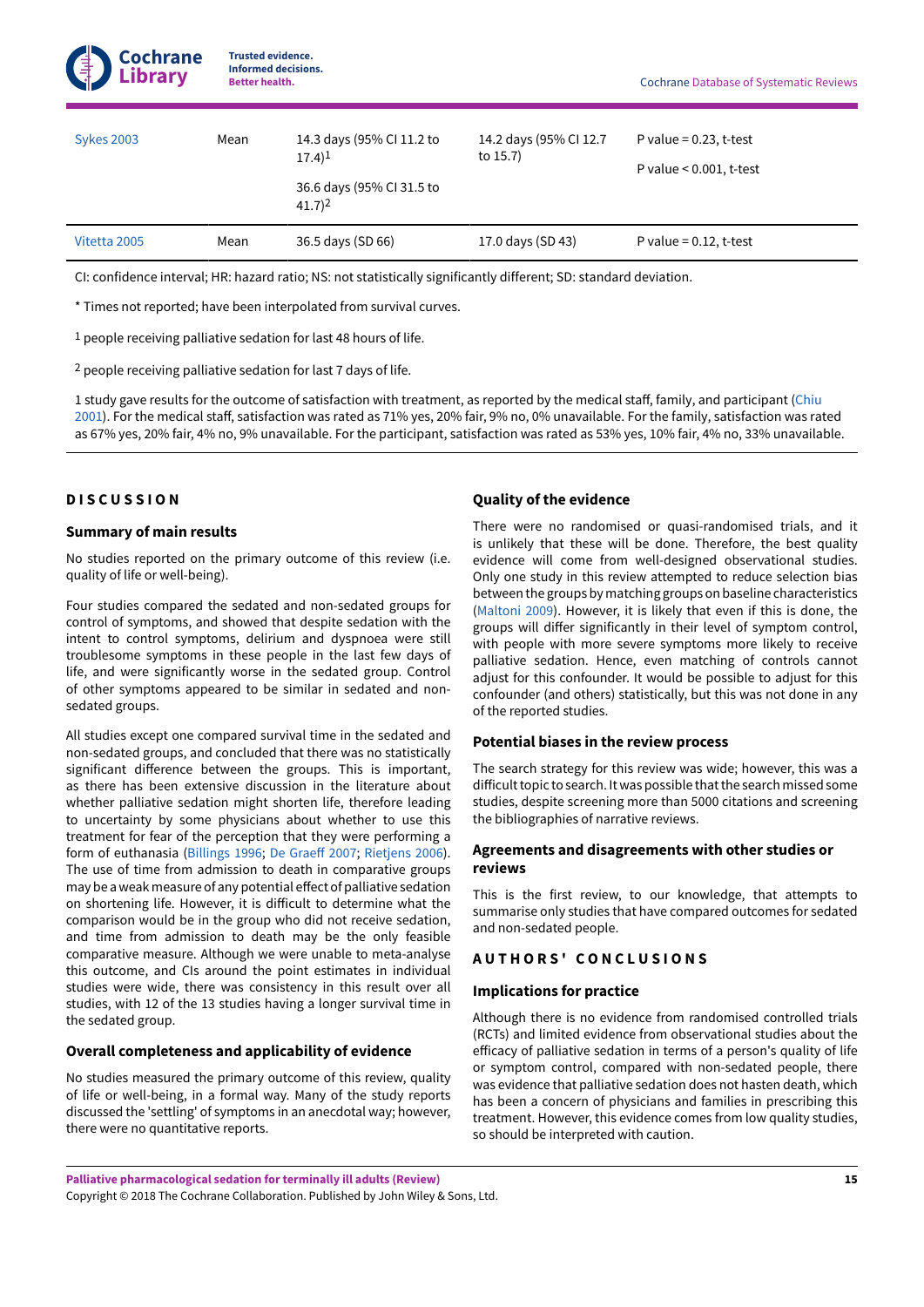| | | | | |
|---|---|---|---|---|
| Sykes 2003 | Mean | 14.3 days (95% CI 11.2 to 17.4)[1]<br><br>36.6 days (95% CI 31.5 to 41.7)[2] | 14.2 days (95% CI 12.7 to 15.7) | P value = 0.23, t-test<br><br>P value < 0.001, t-test |
| Vitetta 2005 | Mean | 36.5 days (SD 66) | 17.0 days (SD 43) | P value = 0.12, t-test |

CI: confidence interval; HR: hazard ratio; NS: not statistically significantly different; SD: standard deviation.

* Times not reported; have been interpolated from survival curves.

[1] people receiving palliative sedation for last 48 hours of life.

[2] people receiving palliative sedation for last 7 days of life.

1 study gave results for the outcome of satisfaction with treatment, as reported by the medical staff, family, and participant (Chiu 2001). For the medical staff, satisfaction was rated as 71% yes, 20% fair, 9% no, 0% unavailable. For the family, satisfaction was rated as 67% yes, 20% fair, 4% no, 9% unavailable. For the participant, satisfaction was rated as 53% yes, 10% fair, 4% no, 33% unavailable.

# DISCUSSION

## Summary of main results

No studies reported on the primary outcome of this review (i.e. quality of life or well-being).

Four studies compared the sedated and non-sedated groups for control of symptoms, and showed that despite sedation with the intent to control symptoms, delirium and dyspnoea were still troublesome symptoms in these people in the last few days of life, and were significantly worse in the sedated group. Control of other symptoms appeared to be similar in sedated and non-sedated groups.

All studies except one compared survival time in the sedated and non-sedated groups, and concluded that there was no statistically significant difference between the groups. This is important, as there has been extensive discussion in the literature about whether palliative sedation might shorten life, therefore leading to uncertainty by some physicians about whether to use this treatment for fear of the perception that they were performing a form of euthanasia (Billings 1996; De Graeff 2007; Rietjens 2006). The use of time from admission to death in comparative groups may be a weak measure of any potential effect of palliative sedation on shortening life. However, it is difficult to determine what the comparison would be in the group who did not receive sedation, and time from admission to death may be the only feasible comparative measure. Although we were unable to meta-analyse this outcome, and CIs around the point estimates in individual studies were wide, there was consistency in this result over all studies, with 12 of the 13 studies having a longer survival time in the sedated group.

## Overall completeness and applicability of evidence

No studies measured the primary outcome of this review, quality of life or well-being, in a formal way. Many of the study reports discussed the 'settling' of symptoms in an anecdotal way; however, there were no quantitative reports.

## Quality of the evidence

There were no randomised or quasi-randomised trials, and it is unlikely that these will be done. Therefore, the best quality evidence will come from well-designed observational studies. Only one study in this review attempted to reduce selection bias between the groups by matching groups on baseline characteristics (Maltoni 2009). However, it is likely that even if this is done, the groups will differ significantly in their level of symptom control, with people with more severe symptoms more likely to receive palliative sedation. Hence, even matching of controls cannot adjust for this confounder. It would be possible to adjust for this confounder (and others) statistically, but this was not done in any of the reported studies.

## Potential biases in the review process

The search strategy for this review was wide; however, this was a difficult topic to search. It was possible that the search missed some studies, despite screening more than 5000 citations and screening the bibliographies of narrative reviews.

## Agreements and disagreements with other studies or reviews

This is the first review, to our knowledge, that attempts to summarise only studies that have compared outcomes for sedated and non-sedated people.

# AUTHORS' CONCLUSIONS

## Implications for practice

Although there is no evidence from randomised controlled trials (RCTs) and limited evidence from observational studies about the efficacy of palliative sedation in terms of a person's quality of life or symptom control, compared with non-sedated people, there was evidence that palliative sedation does not hasten death, which has been a concern of physicians and families in prescribing this treatment. However, this evidence comes from low quality studies, so should be interpreted with caution.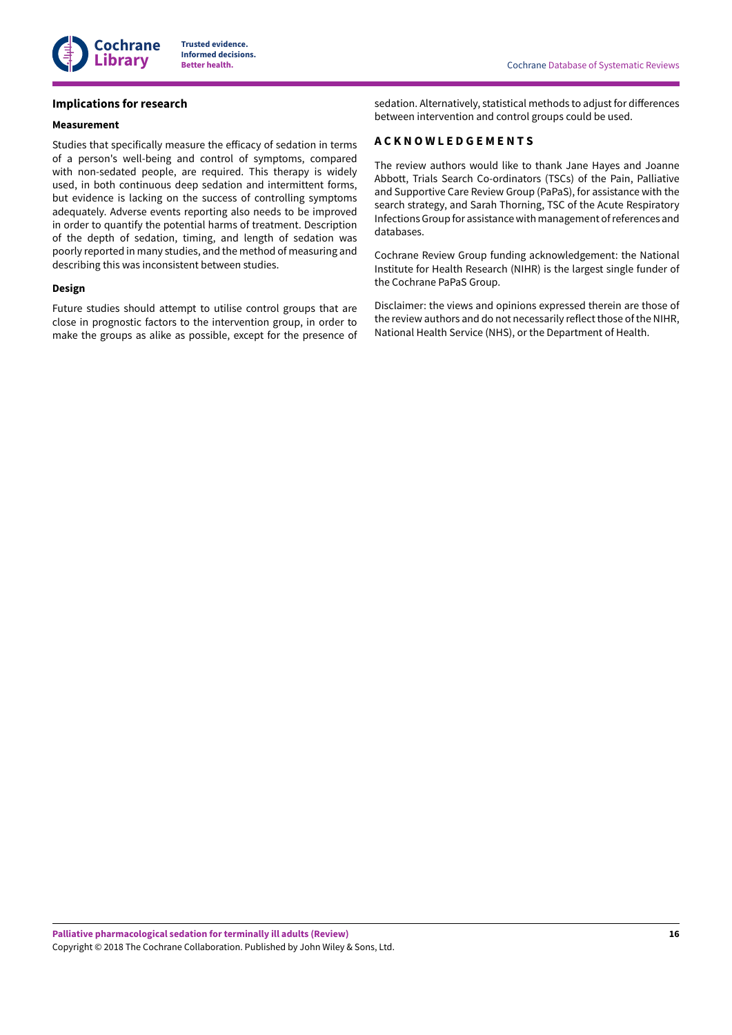## Implications for research

### Measurement

Studies that specifically measure the efficacy of sedation in terms of a person's well-being and control of symptoms, compared with non-sedated people, are required. This therapy is widely used, in both continuous deep sedation and intermittent forms, but evidence is lacking on the success of controlling symptoms adequately. Adverse events reporting also needs to be improved in order to quantify the potential harms of treatment. Description of the depth of sedation, timing, and length of sedation was poorly reported in many studies, and the method of measuring and describing this was inconsistent between studies.

### Design

Future studies should attempt to utilise control groups that are close in prognostic factors to the intervention group, in order to make the groups as alike as possible, except for the presence of sedation. Alternatively, statistical methods to adjust for differences between intervention and control groups could be used.

# ACKNOWLEDGEMENTS

The review authors would like to thank Jane Hayes and Joanne Abbott, Trials Search Co-ordinators (TSCs) of the Pain, Palliative and Supportive Care Review Group (PaPaS), for assistance with the search strategy, and Sarah Thorning, TSC of the Acute Respiratory Infections Group for assistance with management of references and databases.

Cochrane Review Group funding acknowledgement: the National Institute for Health Research (NIHR) is the largest single funder of the Cochrane PaPaS Group.

Disclaimer: the views and opinions expressed therein are those of the review authors and do not necessarily reflect those of the NIHR, National Health Service (NHS), or the Department of Health.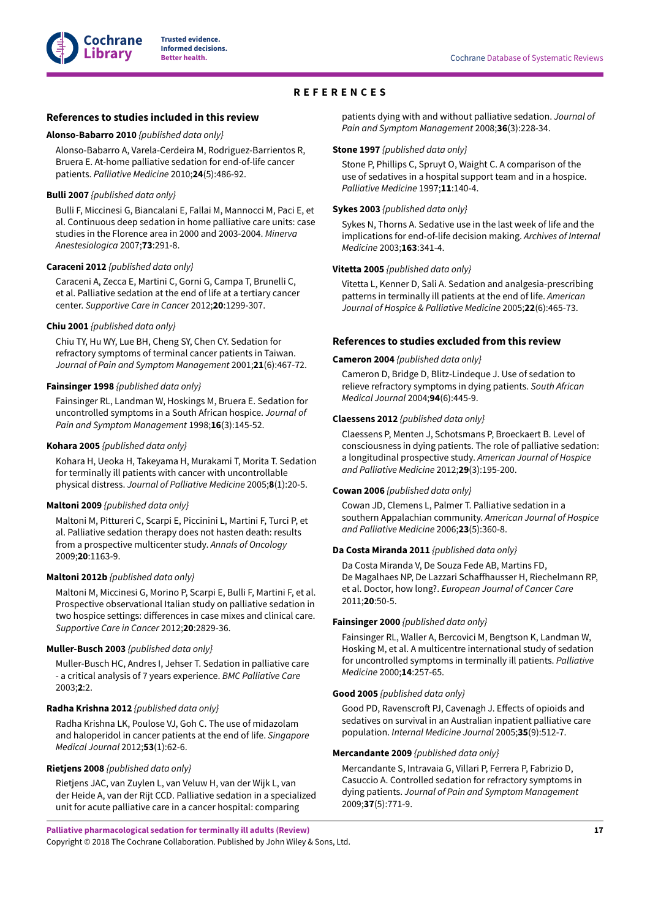# REFERENCES

## References to studies included in this review

**Alonso-Babarro 2010** *{published data only}*

Alonso-Babarro A, Varela-Cerdeira M, Rodriguez-Barrientos R, Bruera E. At-home palliative sedation for end-of-life cancer patients. *Palliative Medicine* 2010;**24**(5):486-92.

**Bulli 2007** *{published data only}*

Bulli F, Miccinesi G, Biancalani E, Fallai M, Mannocci M, Paci E, et al. Continuous deep sedation in home palliative care units: case studies in the Florence area in 2000 and 2003-2004. *Minerva Anestesiologica* 2007;**73**:291-8.

**Caraceni 2012** *{published data only}*

Caraceni A, Zecca E, Martini C, Gorni G, Campa T, Brunelli C, et al. Palliative sedation at the end of life at a tertiary cancer center. *Supportive Care in Cancer* 2012;**20**:1299-307.

**Chiu 2001** *{published data only}*

Chiu TY, Hu WY, Lue BH, Cheng SY, Chen CY. Sedation for refractory symptoms of terminal cancer patients in Taiwan. *Journal of Pain and Symptom Management* 2001;**21**(6):467-72.

**Fainsinger 1998** *{published data only}*

Fainsinger RL, Landman W, Hoskings M, Bruera E. Sedation for uncontrolled symptoms in a South African hospice. *Journal of Pain and Symptom Management* 1998;**16**(3):145-52.

**Kohara 2005** *{published data only}*

Kohara H, Ueoka H, Takeyama H, Murakami T, Morita T. Sedation for terminally ill patients with cancer with uncontrollable physical distress. *Journal of Palliative Medicine* 2005;**8**(1):20-5.

**Maltoni 2009** *{published data only}*

Maltoni M, Pittureri C, Scarpi E, Piccinini L, Martini F, Turci P, et al. Palliative sedation therapy does not hasten death: results from a prospective multicenter study. *Annals of Oncology* 2009;**20**:1163-9.

**Maltoni 2012b** *{published data only}*

Maltoni M, Miccinesi G, Morino P, Scarpi E, Bulli F, Martini F, et al. Prospective observational Italian study on palliative sedation in two hospice settings: differences in case mixes and clinical care. *Supportive Care in Cancer* 2012;**20**:2829-36.

**Muller-Busch 2003** *{published data only}*

Muller-Busch HC, Andres I, Jehser T. Sedation in palliative care - a critical analysis of 7 years experience. *BMC Palliative Care* 2003;**2**:2.

**Radha Krishna 2012** *{published data only}*

Radha Krishna LK, Poulose VJ, Goh C. The use of midazolam and haloperidol in cancer patients at the end of life. *Singapore Medical Journal* 2012;**53**(1):62-6.

**Rietjens 2008** *{published data only}*

Rietjens JAC, van Zuylen L, van Veluw H, van der Wijk L, van der Heide A, van der Rijt CCD. Palliative sedation in a specialized unit for acute palliative care in a cancer hospital: comparing patients dying with and without palliative sedation. *Journal of Pain and Symptom Management* 2008;**36**(3):228-34.

**Stone 1997** *{published data only}*

Stone P, Phillips C, Spruyt O, Waight C. A comparison of the use of sedatives in a hospital support team and in a hospice. *Palliative Medicine* 1997;**11**:140-4.

**Sykes 2003** *{published data only}*

Sykes N, Thorns A. Sedative use in the last week of life and the implications for end-of-life decision making. *Archives of Internal Medicine* 2003;**163**:341-4.

**Vitetta 2005** *{published data only}*

Vitetta L, Kenner D, Sali A. Sedation and analgesia-prescribing patterns in terminally ill patients at the end of life. *American Journal of Hospice & Palliative Medicine* 2005;**22**(6):465-73.

## References to studies excluded from this review

**Cameron 2004** *{published data only}*

Cameron D, Bridge D, Blitz-Lindeque J. Use of sedation to relieve refractory symptoms in dying patients. *South African Medical Journal* 2004;**94**(6):445-9.

**Claessens 2012** *{published data only}*

Claessens P, Menten J, Schotsmans P, Broeckaert B. Level of consciousness in dying patients. The role of palliative sedation: a longitudinal prospective study. *American Journal of Hospice and Palliative Medicine* 2012;**29**(3):195-200.

**Cowan 2006** *{published data only}*

Cowan JD, Clemens L, Palmer T. Palliative sedation in a southern Appalachian community. *American Journal of Hospice and Palliative Medicine* 2006;**23**(5):360-8.

**Da Costa Miranda 2011** *{published data only}*

Da Costa Miranda V, De Souza Fede AB, Martins FD, De Magalhaes NP, De Lazzari Schaffhausser H, Riechelmann RP, et al. Doctor, how long?. *European Journal of Cancer Care* 2011;**20**:50-5.

**Fainsinger 2000** *{published data only}*

Fainsinger RL, Waller A, Bercovici M, Bengtson K, Landman W, Hosking M, et al. A multicentre international study of sedation for uncontrolled symptoms in terminally ill patients. *Palliative Medicine* 2000;**14**:257-65.

**Good 2005** *{published data only}*

Good PD, Ravenscroft PJ, Cavenagh J. Effects of opioids and sedatives on survival in an Australian inpatient palliative care population. *Internal Medicine Journal* 2005;**35**(9):512-7.

**Mercandante 2009** *{published data only}*

Mercandante S, Intravaia G, Villari P, Ferrera P, Fabrizio D, Casuccio A. Controlled sedation for refractory symptoms in dying patients. *Journal of Pain and Symptom Management* 2009;**37**(5):771-9.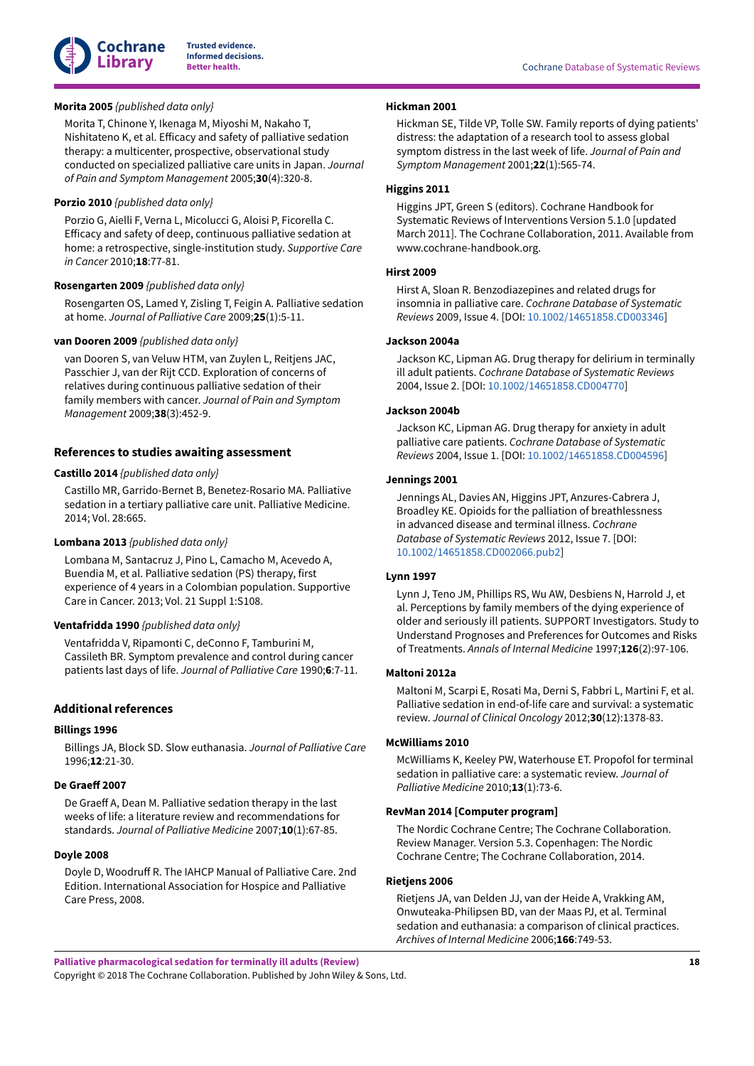**Morita 2005** *{published data only}*

Morita T, Chinone Y, Ikenaga M, Miyoshi M, Nakaho T, Nishitateno K, et al. Efficacy and safety of palliative sedation therapy: a multicenter, prospective, observational study conducted on specialized palliative care units in Japan. *Journal of Pain and Symptom Management* 2005;**30**(4):320-8.

**Porzio 2010** *{published data only}*

Porzio G, Aielli F, Verna L, Micolucci G, Aloisi P, Ficorella C. Efficacy and safety of deep, continuous palliative sedation at home: a retrospective, single-institution study. *Supportive Care in Cancer* 2010;**18**:77-81.

**Rosengarten 2009** *{published data only}*

Rosengarten OS, Lamed Y, Zisling T, Feigin A. Palliative sedation at home. *Journal of Palliative Care* 2009;**25**(1):5-11.

**van Dooren 2009** *{published data only}*

van Dooren S, van Veluw HTM, van Zuylen L, Reitjens JAC, Passchier J, van der Rijt CCD. Exploration of concerns of relatives during continuous palliative sedation of their family members with cancer. *Journal of Pain and Symptom Management* 2009;**38**(3):452-9.

## References to studies awaiting assessment

**Castillo 2014** *{published data only}*

Castillo MR, Garrido-Bernet B, Benetez-Rosario MA. Palliative sedation in a tertiary palliative care unit. Palliative Medicine. 2014; Vol. 28:665.

**Lombana 2013** *{published data only}*

Lombana M, Santacruz J, Pino L, Camacho M, Acevedo A, Buendia M, et al. Palliative sedation (PS) therapy, first experience of 4 years in a Colombian population. Supportive Care in Cancer. 2013; Vol. 21 Suppl 1:S108.

**Ventafridda 1990** *{published data only}*

Ventafridda V, Ripamonti C, deConno F, Tamburini M, Cassileth BR. Symptom prevalence and control during cancer patients last days of life. *Journal of Palliative Care* 1990;**6**:7-11.

## Additional references

**Billings 1996**

Billings JA, Block SD. Slow euthanasia. *Journal of Palliative Care* 1996;**12**:21-30.

**De Graeff 2007**

De Graeff A, Dean M. Palliative sedation therapy in the last weeks of life: a literature review and recommendations for standards. *Journal of Palliative Medicine* 2007;**10**(1):67-85.

**Doyle 2008**

Doyle D, Woodruff R. The IAHCP Manual of Palliative Care. 2nd Edition. International Association for Hospice and Palliative Care Press, 2008.

**Hickman 2001**

Hickman SE, Tilde VP, Tolle SW. Family reports of dying patients' distress: the adaptation of a research tool to assess global symptom distress in the last week of life. *Journal of Pain and Symptom Management* 2001;**22**(1):565-74.

**Higgins 2011**

Higgins JPT, Green S (editors). Cochrane Handbook for Systematic Reviews of Interventions Version 5.1.0 [updated March 2011]. The Cochrane Collaboration, 2011. Available from www.cochrane-handbook.org.

**Hirst 2009**

Hirst A, Sloan R. Benzodiazepines and related drugs for insomnia in palliative care. *Cochrane Database of Systematic Reviews* 2009, Issue 4. [DOI: 10.1002/14651858.CD003346]

**Jackson 2004a**

Jackson KC, Lipman AG. Drug therapy for delirium in terminally ill adult patients. *Cochrane Database of Systematic Reviews* 2004, Issue 2. [DOI: 10.1002/14651858.CD004770]

**Jackson 2004b**

Jackson KC, Lipman AG. Drug therapy for anxiety in adult palliative care patients. *Cochrane Database of Systematic Reviews* 2004, Issue 1. [DOI: 10.1002/14651858.CD004596]

**Jennings 2001**

Jennings AL, Davies AN, Higgins JPT, Anzures-Cabrera J, Broadley KE. Opioids for the palliation of breathlessness in advanced disease and terminal illness. *Cochrane Database of Systematic Reviews* 2012, Issue 7. [DOI: 10.1002/14651858.CD002066.pub2]

**Lynn 1997**

Lynn J, Teno JM, Phillips RS, Wu AW, Desbiens N, Harrold J, et al. Perceptions by family members of the dying experience of older and seriously ill patients. SUPPORT Investigators. Study to Understand Prognoses and Preferences for Outcomes and Risks of Treatments. *Annals of Internal Medicine* 1997;**126**(2):97-106.

**Maltoni 2012a**

Maltoni M, Scarpi E, Rosati Ma, Derni S, Fabbri L, Martini F, et al. Palliative sedation in end-of-life care and survival: a systematic review. *Journal of Clinical Oncology* 2012;**30**(12):1378-83.

**McWilliams 2010**

McWilliams K, Keeley PW, Waterhouse ET. Propofol for terminal sedation in palliative care: a systematic review. *Journal of Palliative Medicine* 2010;**13**(1):73-6.

**RevMan 2014 [Computer program]**

The Nordic Cochrane Centre; The Cochrane Collaboration. Review Manager. Version 5.3. Copenhagen: The Nordic Cochrane Centre; The Cochrane Collaboration, 2014.

**Rietjens 2006**

Rietjens JA, van Delden JJ, van der Heide A, Vrakking AM, Onwuteaka-Philipsen BD, van der Maas PJ, et al. Terminal sedation and euthanasia: a comparison of clinical practices. *Archives of Internal Medicine* 2006;**166**:749-53.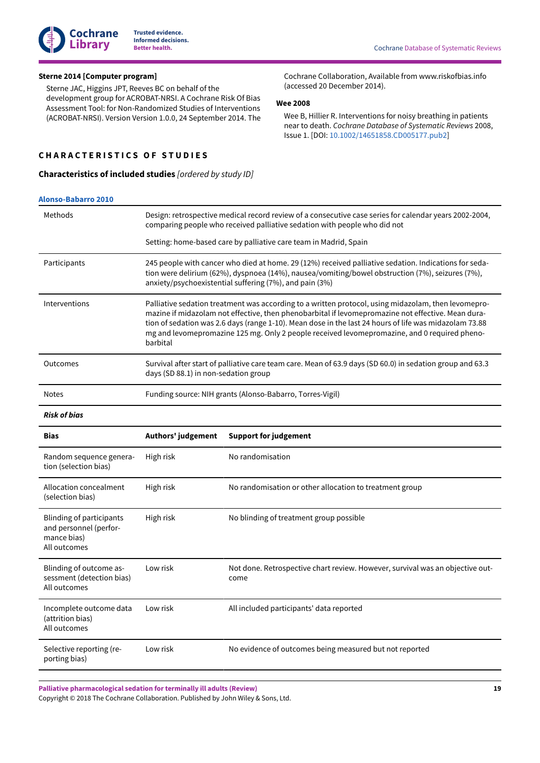**Sterne 2014 [Computer program]**

Sterne JAC, Higgins JPT, Reeves BC on behalf of the development group for ACROBAT-NRSI. A Cochrane Risk Of Bias Assessment Tool: for Non-Randomized Studies of Interventions (ACROBAT-NRSI). Version Version 1.0.0, 24 September 2014. The Cochrane Collaboration, Available from www.riskofbias.info (accessed 20 December 2014).

**Wee 2008**

Wee B, Hillier R. Interventions for noisy breathing in patients near to death. *Cochrane Database of Systematic Reviews* 2008, Issue 1. [DOI: 10.1002/14651858.CD005177.pub2]

## CHARACTERISTICS OF STUDIES

### Characteristics of included studies *[ordered by study ID]*

**Alonso-Babarro 2010**

| | |
|---|---|
| Methods | Design: retrospective medical record review of a consecutive case series for calendar years 2002-2004, comparing people who received palliative sedation with people who did not<br><br>Setting: home-based care by palliative care team in Madrid, Spain |
| Participants | 245 people with cancer who died at home. 29 (12%) received palliative sedation. Indications for sedation were delirium (62%), dyspnoea (14%), nausea/vomiting/bowel obstruction (7%), seizures (7%), anxiety/psychoexistential suffering (7%), and pain (3%) |
| Interventions | Palliative sedation treatment was according to a written protocol, using midazolam, then levomepromazine if midazolam not effective, then phenobarbital if levomepromazine not effective. Mean duration of sedation was 2.6 days (range 1-10). Mean dose in the last 24 hours of life was midazolam 73.88 mg and levomepromazine 125 mg. Only 2 people received levomepromazine, and 0 required phenobarbital |
| Outcomes | Survival after start of palliative care team care. Mean of 63.9 days (SD 60.0) in sedation group and 63.3 days (SD 88.1) in non-sedation group |
| Notes | Funding source: NIH grants (Alonso-Babarro, Torres-Vigil) |

***Risk of bias***

| Bias | Authors' judgement | Support for judgement |
|---|---|---|
| Random sequence generation (selection bias) | High risk | No randomisation |
| Allocation concealment (selection bias) | High risk | No randomisation or other allocation to treatment group |
| Blinding of participants and personnel (performance bias)<br>All outcomes | High risk | No blinding of treatment group possible |
| Blinding of outcome assessment (detection bias)<br>All outcomes | Low risk | Not done. Retrospective chart review. However, survival was an objective outcome |
| Incomplete outcome data (attrition bias)<br>All outcomes | Low risk | All included participants' data reported |
| Selective reporting (reporting bias) | Low risk | No evidence of outcomes being measured but not reported |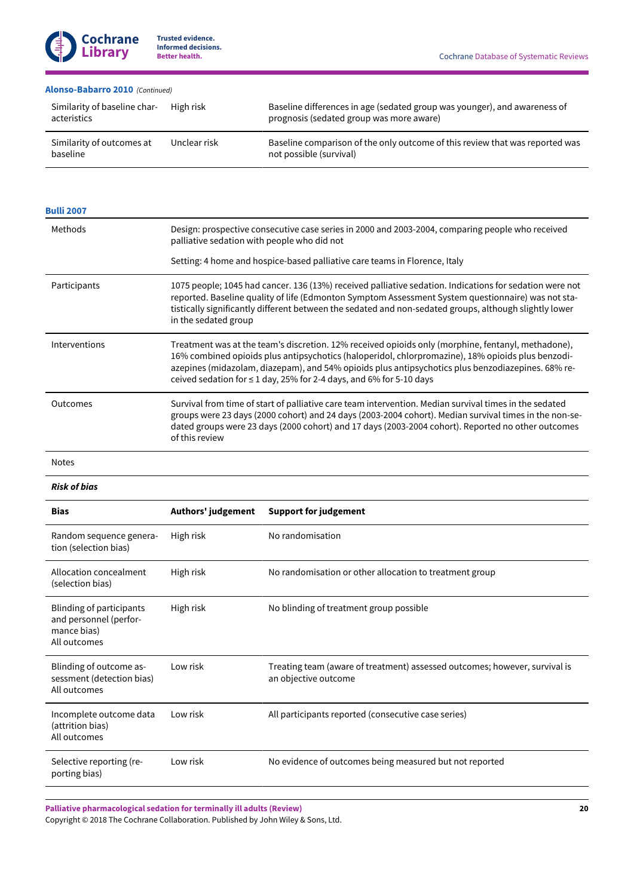**Alonso-Babarro 2010** *(Continued)*

| | | |
|---|---|---|
| Similarity of baseline characteristics | High risk | Baseline differences in age (sedated group was younger), and awareness of prognosis (sedated group was more aware) |
| Similarity of outcomes at baseline | Unclear risk | Baseline comparison of the only outcome of this review that was reported was not possible (survival) |

**Bulli 2007**

| | |
|---|---|
| Methods | Design: prospective consecutive case series in 2000 and 2003-2004, comparing people who received palliative sedation with people who did not<br><br>Setting: 4 home and hospice-based palliative care teams in Florence, Italy |
| Participants | 1075 people; 1045 had cancer. 136 (13%) received palliative sedation. Indications for sedation were not reported. Baseline quality of life (Edmonton Symptom Assessment System questionnaire) was not statistically significantly different between the sedated and non-sedated groups, although slightly lower in the sedated group |
| Interventions | Treatment was at the team's discretion. 12% received opioids only (morphine, fentanyl, methadone), 16% combined opioids plus antipsychotics (haloperidol, chlorpromazine), 18% opioids plus benzodiazepines (midazolam, diazepam), and 54% opioids plus antipsychotics plus benzodiazepines. 68% received sedation for ≤ 1 day, 25% for 2-4 days, and 6% for 5-10 days |
| Outcomes | Survival from time of start of palliative care team intervention. Median survival times in the sedated groups were 23 days (2000 cohort) and 24 days (2003-2004 cohort). Median survival times in the non-sedated groups were 23 days (2000 cohort) and 17 days (2003-2004 cohort). Reported no other outcomes of this review |
| Notes | |

***Risk of bias***

| Bias | Authors' judgement | Support for judgement |
|---|---|---|
| Random sequence generation (selection bias) | High risk | No randomisation |
| Allocation concealment (selection bias) | High risk | No randomisation or other allocation to treatment group |
| Blinding of participants and personnel (performance bias)<br>All outcomes | High risk | No blinding of treatment group possible |
| Blinding of outcome assessment (detection bias)<br>All outcomes | Low risk | Treating team (aware of treatment) assessed outcomes; however, survival is an objective outcome |
| Incomplete outcome data (attrition bias)<br>All outcomes | Low risk | All participants reported (consecutive case series) |
| Selective reporting (reporting bias) | Low risk | No evidence of outcomes being measured but not reported |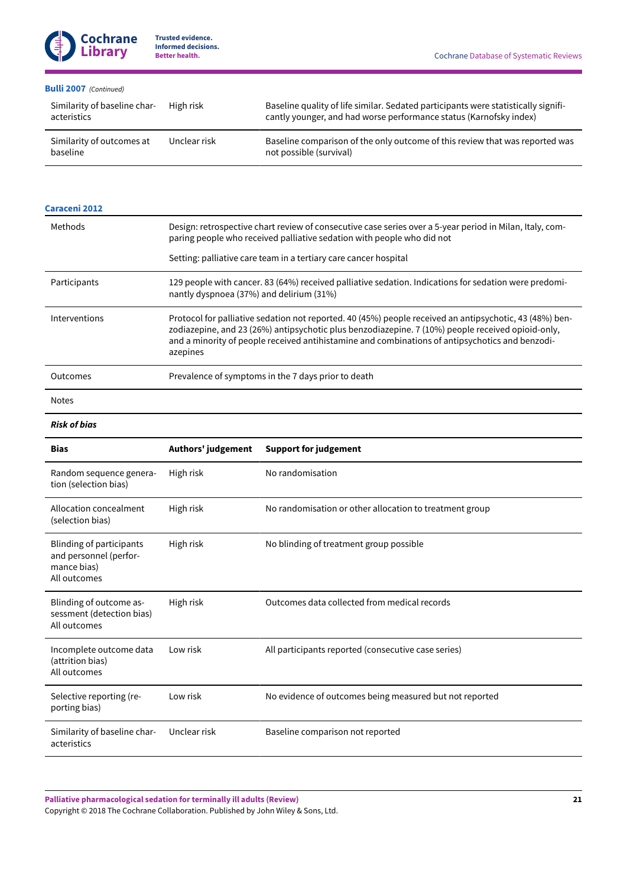**Bulli 2007** *(Continued)*

| | | |
|---|---|---|
| Similarity of baseline characteristics | High risk | Baseline quality of life similar. Sedated participants were statistically significantly younger, and had worse performance status (Karnofsky index) |
| Similarity of outcomes at baseline | Unclear risk | Baseline comparison of the only outcome of this review that was reported was not possible (survival) |

**Caraceni 2012**

| | |
|---|---|
| Methods | Design: retrospective chart review of consecutive case series over a 5-year period in Milan, Italy, comparing people who received palliative sedation with people who did not<br><br>Setting: palliative care team in a tertiary care cancer hospital |
| Participants | 129 people with cancer. 83 (64%) received palliative sedation. Indications for sedation were predominantly dyspnoea (37%) and delirium (31%) |
| Interventions | Protocol for palliative sedation not reported. 40 (45%) people received an antipsychotic, 43 (48%) benzodiazepine, and 23 (26%) antipsychotic plus benzodiazepine. 7 (10%) people received opioid-only, and a minority of people received antihistamine and combinations of antipsychotics and benzodiazepines |
| Outcomes | Prevalence of symptoms in the 7 days prior to death |
| Notes | |

***Risk of bias***

| Bias | Authors' judgement | Support for judgement |
|---|---|---|
| Random sequence generation (selection bias) | High risk | No randomisation |
| Allocation concealment (selection bias) | High risk | No randomisation or other allocation to treatment group |
| Blinding of participants and personnel (performance bias)<br>All outcomes | High risk | No blinding of treatment group possible |
| Blinding of outcome assessment (detection bias)<br>All outcomes | High risk | Outcomes data collected from medical records |
| Incomplete outcome data (attrition bias)<br>All outcomes | Low risk | All participants reported (consecutive case series) |
| Selective reporting (reporting bias) | Low risk | No evidence of outcomes being measured but not reported |
| Similarity of baseline characteristics | Unclear risk | Baseline comparison not reported |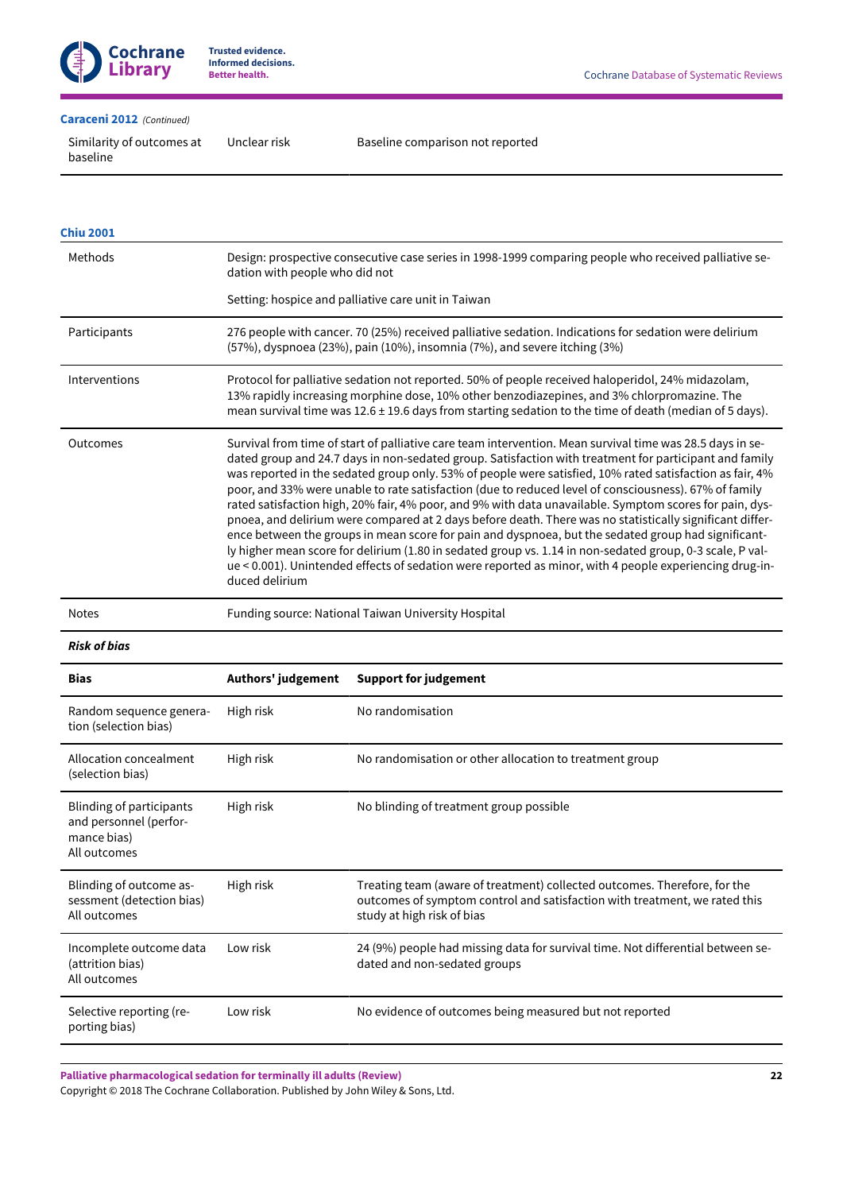**Caraceni 2012** *(Continued)*

| | | |
|---|---|---|
| Similarity of outcomes at baseline | Unclear risk | Baseline comparison not reported |

**Chiu 2001**

| | |
|---|---|
| Methods | Design: prospective consecutive case series in 1998-1999 comparing people who received palliative sedation with people who did not<br><br>Setting: hospice and palliative care unit in Taiwan |
| Participants | 276 people with cancer. 70 (25%) received palliative sedation. Indications for sedation were delirium (57%), dyspnoea (23%), pain (10%), insomnia (7%), and severe itching (3%) |
| Interventions | Protocol for palliative sedation not reported. 50% of people received haloperidol, 24% midazolam, 13% rapidly increasing morphine dose, 10% other benzodiazepines, and 3% chlorpromazine. The mean survival time was 12.6 ± 19.6 days from starting sedation to the time of death (median of 5 days). |
| Outcomes | Survival from time of start of palliative care team intervention. Mean survival time was 28.5 days in sedated group and 24.7 days in non-sedated group. Satisfaction with treatment for participant and family was reported in the sedated group only. 53% of people were satisfied, 10% rated satisfaction as fair, 4% poor, and 33% were unable to rate satisfaction (due to reduced level of consciousness). 67% of family rated satisfaction high, 20% fair, 4% poor, and 9% with data unavailable. Symptom scores for pain, dyspnoea, and delirium were compared at 2 days before death. There was no statistically significant difference between the groups in mean score for pain and dyspnoea, but the sedated group had significantly higher mean score for delirium (1.80 in sedated group vs. 1.14 in non-sedated group, 0-3 scale, P value < 0.001). Unintended effects of sedation were reported as minor, with 4 people experiencing drug-induced delirium |
| Notes | Funding source: National Taiwan University Hospital |

***Risk of bias***

| Bias | Authors' judgement | Support for judgement |
|---|---|---|
| Random sequence generation (selection bias) | High risk | No randomisation |
| Allocation concealment (selection bias) | High risk | No randomisation or other allocation to treatment group |
| Blinding of participants and personnel (performance bias)<br>All outcomes | High risk | No blinding of treatment group possible |
| Blinding of outcome assessment (detection bias)<br>All outcomes | High risk | Treating team (aware of treatment) collected outcomes. Therefore, for the outcomes of symptom control and satisfaction with treatment, we rated this study at high risk of bias |
| Incomplete outcome data (attrition bias)<br>All outcomes | Low risk | 24 (9%) people had missing data for survival time. Not differential between sedated and non-sedated groups |
| Selective reporting (reporting bias) | Low risk | No evidence of outcomes being measured but not reported |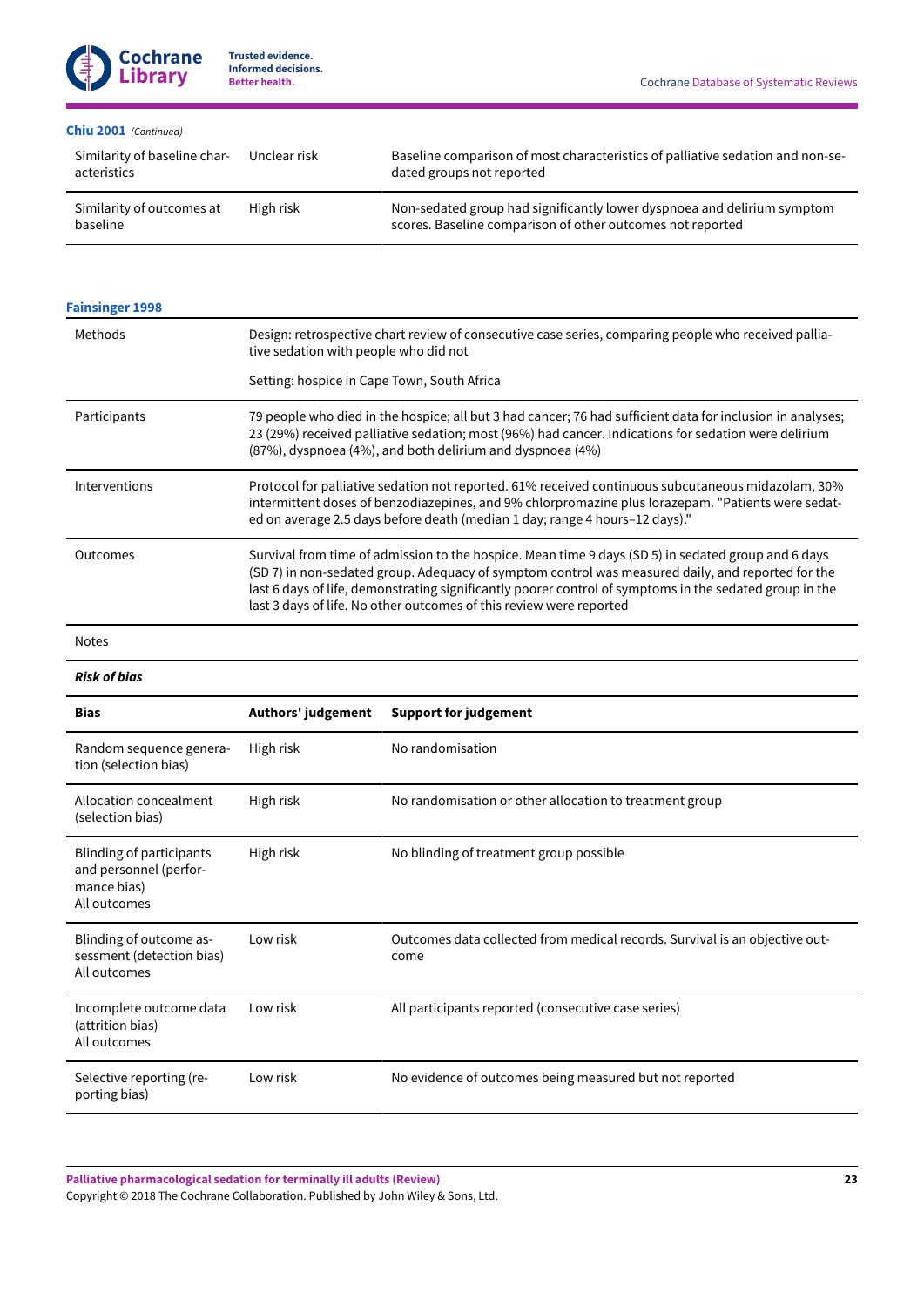**Chiu 2001** *(Continued)*

| | | |
|---|---|---|
| Similarity of baseline characteristics | Unclear risk | Baseline comparison of most characteristics of palliative sedation and non-sedated groups not reported |
| Similarity of outcomes at baseline | High risk | Non-sedated group had significantly lower dyspnoea and delirium symptom scores. Baseline comparison of other outcomes not reported |

**Fainsinger 1998**

| | |
|---|---|
| Methods | Design: retrospective chart review of consecutive case series, comparing people who received palliative sedation with people who did not<br><br>Setting: hospice in Cape Town, South Africa |
| Participants | 79 people who died in the hospice; all but 3 had cancer; 76 had sufficient data for inclusion in analyses; 23 (29%) received palliative sedation; most (96%) had cancer. Indications for sedation were delirium (87%), dyspnoea (4%), and both delirium and dyspnoea (4%) |
| Interventions | Protocol for palliative sedation not reported. 61% received continuous subcutaneous midazolam, 30% intermittent doses of benzodiazepines, and 9% chlorpromazine plus lorazepam. "Patients were sedated on average 2.5 days before death (median 1 day; range 4 hours–12 days)." |
| Outcomes | Survival from time of admission to the hospice. Mean time 9 days (SD 5) in sedated group and 6 days (SD 7) in non-sedated group. Adequacy of symptom control was measured daily, and reported for the last 6 days of life, demonstrating significantly poorer control of symptoms in the sedated group in the last 3 days of life. No other outcomes of this review were reported |
| Notes | |

***Risk of bias***

| Bias | Authors' judgement | Support for judgement |
|---|---|---|
| Random sequence generation (selection bias) | High risk | No randomisation |
| Allocation concealment (selection bias) | High risk | No randomisation or other allocation to treatment group |
| Blinding of participants and personnel (performance bias)<br>All outcomes | High risk | No blinding of treatment group possible |
| Blinding of outcome assessment (detection bias)<br>All outcomes | Low risk | Outcomes data collected from medical records. Survival is an objective outcome |
| Incomplete outcome data (attrition bias)<br>All outcomes | Low risk | All participants reported (consecutive case series) |
| Selective reporting (reporting bias) | Low risk | No evidence of outcomes being measured but not reported |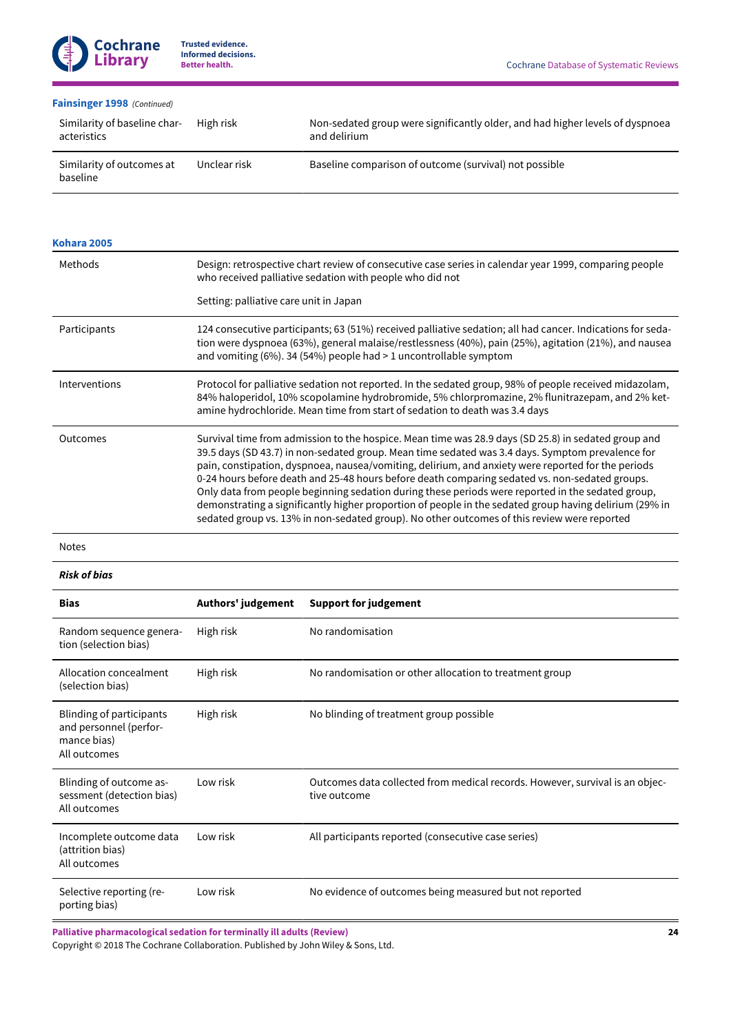**Fainsinger 1998** *(Continued)*

| | | |
|---|---|---|
| Similarity of baseline characteristics | High risk | Non-sedated group were significantly older, and had higher levels of dyspnoea and delirium |
| Similarity of outcomes at baseline | Unclear risk | Baseline comparison of outcome (survival) not possible |

**Kohara 2005**

| | |
|---|---|
| Methods | Design: retrospective chart review of consecutive case series in calendar year 1999, comparing people who received palliative sedation with people who did not<br><br>Setting: palliative care unit in Japan |
| Participants | 124 consecutive participants; 63 (51%) received palliative sedation; all had cancer. Indications for sedation were dyspnoea (63%), general malaise/restlessness (40%), pain (25%), agitation (21%), and nausea and vomiting (6%). 34 (54%) people had > 1 uncontrollable symptom |
| Interventions | Protocol for palliative sedation not reported. In the sedated group, 98% of people received midazolam, 84% haloperidol, 10% scopolamine hydrobromide, 5% chlorpromazine, 2% flunitrazepam, and 2% ketamine hydrochloride. Mean time from start of sedation to death was 3.4 days |
| Outcomes | Survival time from admission to the hospice. Mean time was 28.9 days (SD 25.8) in sedated group and 39.5 days (SD 43.7) in non-sedated group. Mean time sedated was 3.4 days. Symptom prevalence for pain, constipation, dyspnoea, nausea/vomiting, delirium, and anxiety were reported for the periods 0-24 hours before death and 25-48 hours before death comparing sedated vs. non-sedated groups. Only data from people beginning sedation during these periods were reported in the sedated group, demonstrating a significantly higher proportion of people in the sedated group having delirium (29% in sedated group vs. 13% in non-sedated group). No other outcomes of this review were reported |
| Notes | |

***Risk of bias***

| Bias | Authors' judgement | Support for judgement |
|---|---|---|
| Random sequence generation (selection bias) | High risk | No randomisation |
| Allocation concealment (selection bias) | High risk | No randomisation or other allocation to treatment group |
| Blinding of participants and personnel (performance bias)<br>All outcomes | High risk | No blinding of treatment group possible |
| Blinding of outcome assessment (detection bias)<br>All outcomes | Low risk | Outcomes data collected from medical records. However, survival is an objective outcome |
| Incomplete outcome data (attrition bias)<br>All outcomes | Low risk | All participants reported (consecutive case series) |
| Selective reporting (reporting bias) | Low risk | No evidence of outcomes being measured but not reported |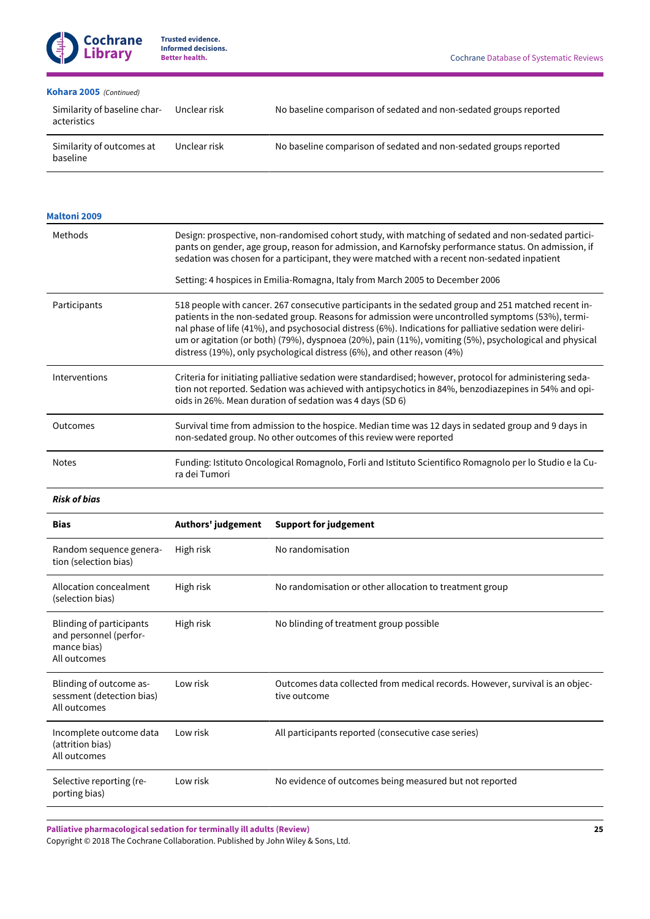**Kohara 2005** *(Continued)*

| | | |
|---|---|---|
| Similarity of baseline characteristics | Unclear risk | No baseline comparison of sedated and non-sedated groups reported |
| Similarity of outcomes at baseline | Unclear risk | No baseline comparison of sedated and non-sedated groups reported |

**Maltoni 2009**

| | |
|---|---|
| Methods | Design: prospective, non-randomised cohort study, with matching of sedated and non-sedated participants on gender, age group, reason for admission, and Karnofsky performance status. On admission, if sedation was chosen for a participant, they were matched with a recent non-sedated inpatient<br><br>Setting: 4 hospices in Emilia-Romagna, Italy from March 2005 to December 2006 |
| Participants | 518 people with cancer. 267 consecutive participants in the sedated group and 251 matched recent inpatients in the non-sedated group. Reasons for admission were uncontrolled symptoms (53%), terminal phase of life (41%), and psychosocial distress (6%). Indications for palliative sedation were delirium or agitation (or both) (79%), dyspnoea (20%), pain (11%), vomiting (5%), psychological and physical distress (19%), only psychological distress (6%), and other reason (4%) |
| Interventions | Criteria for initiating palliative sedation were standardised; however, protocol for administering sedation not reported. Sedation was achieved with antipsychotics in 84%, benzodiazepines in 54% and opioids in 26%. Mean duration of sedation was 4 days (SD 6) |
| Outcomes | Survival time from admission to the hospice. Median time was 12 days in sedated group and 9 days in non-sedated group. No other outcomes of this review were reported |
| Notes | Funding: Istituto Oncological Romagnolo, Forli and Istituto Scientifico Romagnolo per lo Studio e la Cura dei Tumori |

***Risk of bias***

| Bias | Authors' judgement | Support for judgement |
|---|---|---|
| Random sequence generation (selection bias) | High risk | No randomisation |
| Allocation concealment (selection bias) | High risk | No randomisation or other allocation to treatment group |
| Blinding of participants and personnel (performance bias)<br>All outcomes | High risk | No blinding of treatment group possible |
| Blinding of outcome assessment (detection bias)<br>All outcomes | Low risk | Outcomes data collected from medical records. However, survival is an objective outcome |
| Incomplete outcome data (attrition bias)<br>All outcomes | Low risk | All participants reported (consecutive case series) |
| Selective reporting (reporting bias) | Low risk | No evidence of outcomes being measured but not reported |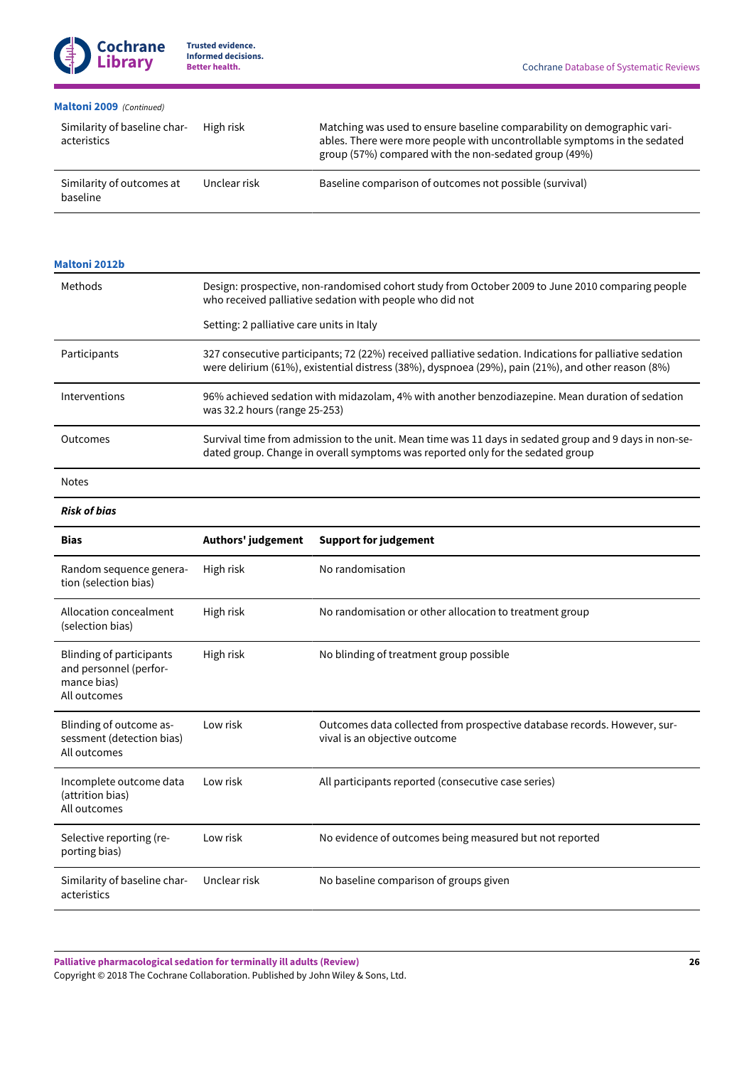**Maltoni 2009** *(Continued)*

| | | |
|---|---|---|
| Similarity of baseline characteristics | High risk | Matching was used to ensure baseline comparability on demographic variables. There were more people with uncontrollable symptoms in the sedated group (57%) compared with the non-sedated group (49%) |
| Similarity of outcomes at baseline | Unclear risk | Baseline comparison of outcomes not possible (survival) |

**Maltoni 2012b**

| | |
|---|---|
| Methods | Design: prospective, non-randomised cohort study from October 2009 to June 2010 comparing people who received palliative sedation with people who did not<br><br>Setting: 2 palliative care units in Italy |
| Participants | 327 consecutive participants; 72 (22%) received palliative sedation. Indications for palliative sedation were delirium (61%), existential distress (38%), dyspnoea (29%), pain (21%), and other reason (8%) |
| Interventions | 96% achieved sedation with midazolam, 4% with another benzodiazepine. Mean duration of sedation was 32.2 hours (range 25-253) |
| Outcomes | Survival time from admission to the unit. Mean time was 11 days in sedated group and 9 days in non-sedated group. Change in overall symptoms was reported only for the sedated group |
| Notes | |

***Risk of bias***

| Bias | Authors' judgement | Support for judgement |
|---|---|---|
| Random sequence generation (selection bias) | High risk | No randomisation |
| Allocation concealment (selection bias) | High risk | No randomisation or other allocation to treatment group |
| Blinding of participants and personnel (performance bias)<br>All outcomes | High risk | No blinding of treatment group possible |
| Blinding of outcome assessment (detection bias)<br>All outcomes | Low risk | Outcomes data collected from prospective database records. However, survival is an objective outcome |
| Incomplete outcome data (attrition bias)<br>All outcomes | Low risk | All participants reported (consecutive case series) |
| Selective reporting (reporting bias) | Low risk | No evidence of outcomes being measured but not reported |
| Similarity of baseline characteristics | Unclear risk | No baseline comparison of groups given |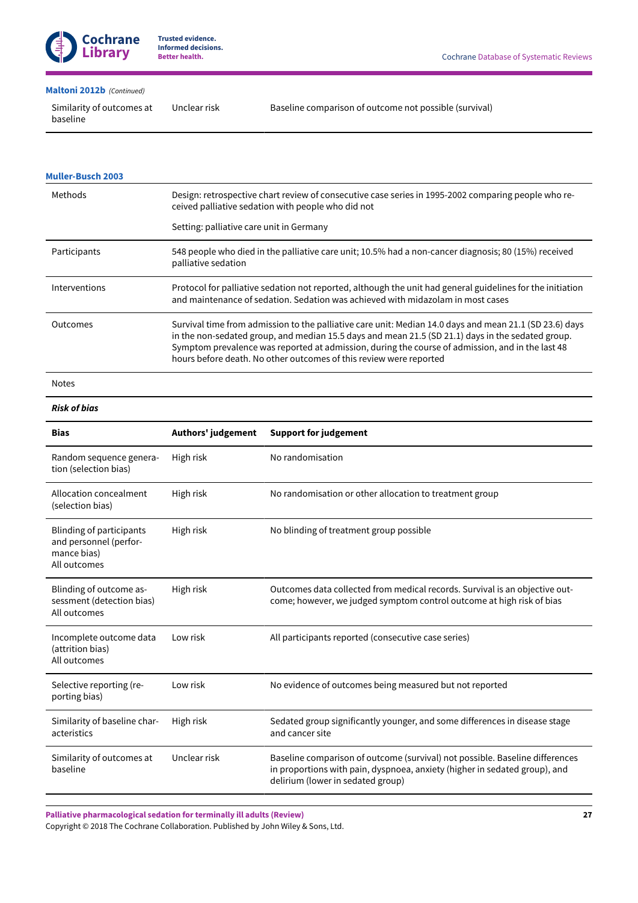**Maltoni 2012b** *(Continued)*

| | | |
|---|---|---|
| Similarity of outcomes at baseline | Unclear risk | Baseline comparison of outcome not possible (survival) |

**Muller-Busch 2003**

| | |
|---|---|
| Methods | Design: retrospective chart review of consecutive case series in 1995-2002 comparing people who received palliative sedation with people who did not<br><br>Setting: palliative care unit in Germany |
| Participants | 548 people who died in the palliative care unit; 10.5% had a non-cancer diagnosis; 80 (15%) received palliative sedation |
| Interventions | Protocol for palliative sedation not reported, although the unit had general guidelines for the initiation and maintenance of sedation. Sedation was achieved with midazolam in most cases |
| Outcomes | Survival time from admission to the palliative care unit: Median 14.0 days and mean 21.1 (SD 23.6) days in the non-sedated group, and median 15.5 days and mean 21.5 (SD 21.1) days in the sedated group. Symptom prevalence was reported at admission, during the course of admission, and in the last 48 hours before death. No other outcomes of this review were reported |
| Notes | |

***Risk of bias***

| Bias | Authors' judgement | Support for judgement |
|---|---|---|
| Random sequence generation (selection bias) | High risk | No randomisation |
| Allocation concealment (selection bias) | High risk | No randomisation or other allocation to treatment group |
| Blinding of participants and personnel (performance bias)<br>All outcomes | High risk | No blinding of treatment group possible |
| Blinding of outcome assessment (detection bias)<br>All outcomes | High risk | Outcomes data collected from medical records. Survival is an objective outcome; however, we judged symptom control outcome at high risk of bias |
| Incomplete outcome data (attrition bias)<br>All outcomes | Low risk | All participants reported (consecutive case series) |
| Selective reporting (reporting bias) | Low risk | No evidence of outcomes being measured but not reported |
| Similarity of baseline characteristics | High risk | Sedated group significantly younger, and some differences in disease stage and cancer site |
| Similarity of outcomes at baseline | Unclear risk | Baseline comparison of outcome (survival) not possible. Baseline differences in proportions with pain, dyspnoea, anxiety (higher in sedated group), and delirium (lower in sedated group) |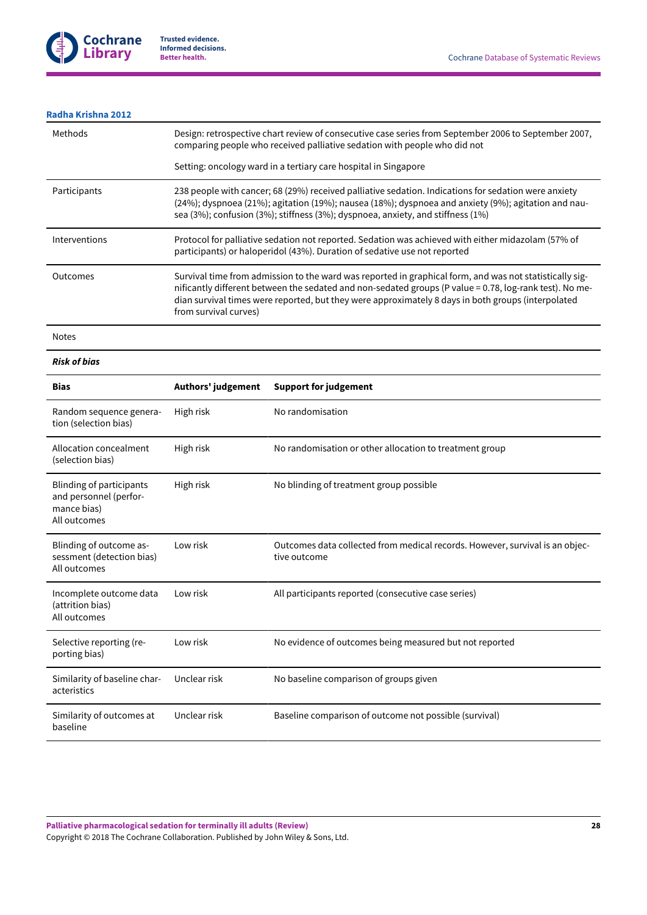**Radha Krishna 2012**

| | |
|---|---|
| Methods | Design: retrospective chart review of consecutive case series from September 2006 to September 2007, comparing people who received palliative sedation with people who did not<br><br>Setting: oncology ward in a tertiary care hospital in Singapore |
| Participants | 238 people with cancer; 68 (29%) received palliative sedation. Indications for sedation were anxiety (24%); dyspnoea (21%); agitation (19%); nausea (18%); dyspnoea and anxiety (9%); agitation and nausea (3%); confusion (3%); stiffness (3%); dyspnoea, anxiety, and stiffness (1%) |
| Interventions | Protocol for palliative sedation not reported. Sedation was achieved with either midazolam (57% of participants) or haloperidol (43%). Duration of sedative use not reported |
| Outcomes | Survival time from admission to the ward was reported in graphical form, and was not statistically significantly different between the sedated and non-sedated groups (P value = 0.78, log-rank test). No median survival times were reported, but they were approximately 8 days in both groups (interpolated from survival curves) |
| Notes | |

***Risk of bias***

| Bias | Authors' judgement | Support for judgement |
|---|---|---|
| Random sequence generation (selection bias) | High risk | No randomisation |
| Allocation concealment (selection bias) | High risk | No randomisation or other allocation to treatment group |
| Blinding of participants and personnel (performance bias)<br>All outcomes | High risk | No blinding of treatment group possible |
| Blinding of outcome assessment (detection bias)<br>All outcomes | Low risk | Outcomes data collected from medical records. However, survival is an objective outcome |
| Incomplete outcome data (attrition bias)<br>All outcomes | Low risk | All participants reported (consecutive case series) |
| Selective reporting (reporting bias) | Low risk | No evidence of outcomes being measured but not reported |
| Similarity of baseline characteristics | Unclear risk | No baseline comparison of groups given |
| Similarity of outcomes at baseline | Unclear risk | Baseline comparison of outcome not possible (survival) |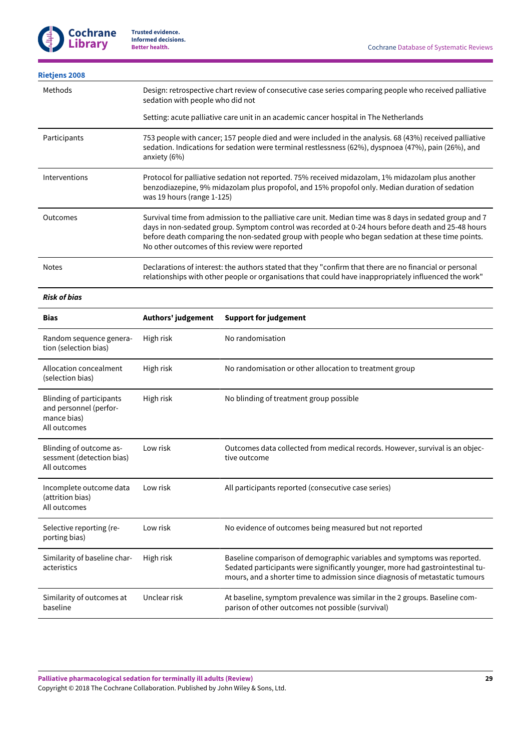**Rietjens 2008**

| | |
|---|---|
| Methods | Design: retrospective chart review of consecutive case series comparing people who received palliative sedation with people who did not<br><br>Setting: acute palliative care unit in an academic cancer hospital in The Netherlands |
| Participants | 753 people with cancer; 157 people died and were included in the analysis. 68 (43%) received palliative sedation. Indications for sedation were terminal restlessness (62%), dyspnoea (47%), pain (26%), and anxiety (6%) |
| Interventions | Protocol for palliative sedation not reported. 75% received midazolam, 1% midazolam plus another benzodiazepine, 9% midazolam plus propofol, and 15% propofol only. Median duration of sedation was 19 hours (range 1-125) |
| Outcomes | Survival time from admission to the palliative care unit. Median time was 8 days in sedated group and 7 days in non-sedated group. Symptom control was recorded at 0-24 hours before death and 25-48 hours before death comparing the non-sedated group with people who began sedation at these time points. No other outcomes of this review were reported |
| Notes | Declarations of interest: the authors stated that they "confirm that there are no financial or personal relationships with other people or organisations that could have inappropriately influenced the work" |

***Risk of bias***

| Bias | Authors' judgement | Support for judgement |
|---|---|---|
| Random sequence generation (selection bias) | High risk | No randomisation |
| Allocation concealment (selection bias) | High risk | No randomisation or other allocation to treatment group |
| Blinding of participants and personnel (performance bias)<br>All outcomes | High risk | No blinding of treatment group possible |
| Blinding of outcome assessment (detection bias)<br>All outcomes | Low risk | Outcomes data collected from medical records. However, survival is an objective outcome |
| Incomplete outcome data (attrition bias)<br>All outcomes | Low risk | All participants reported (consecutive case series) |
| Selective reporting (reporting bias) | Low risk | No evidence of outcomes being measured but not reported |
| Similarity of baseline characteristics | High risk | Baseline comparison of demographic variables and symptoms was reported. Sedated participants were significantly younger, more had gastrointestinal tumours, and a shorter time to admission since diagnosis of metastatic tumours |
| Similarity of outcomes at baseline | Unclear risk | At baseline, symptom prevalence was similar in the 2 groups. Baseline comparison of other outcomes not possible (survival) |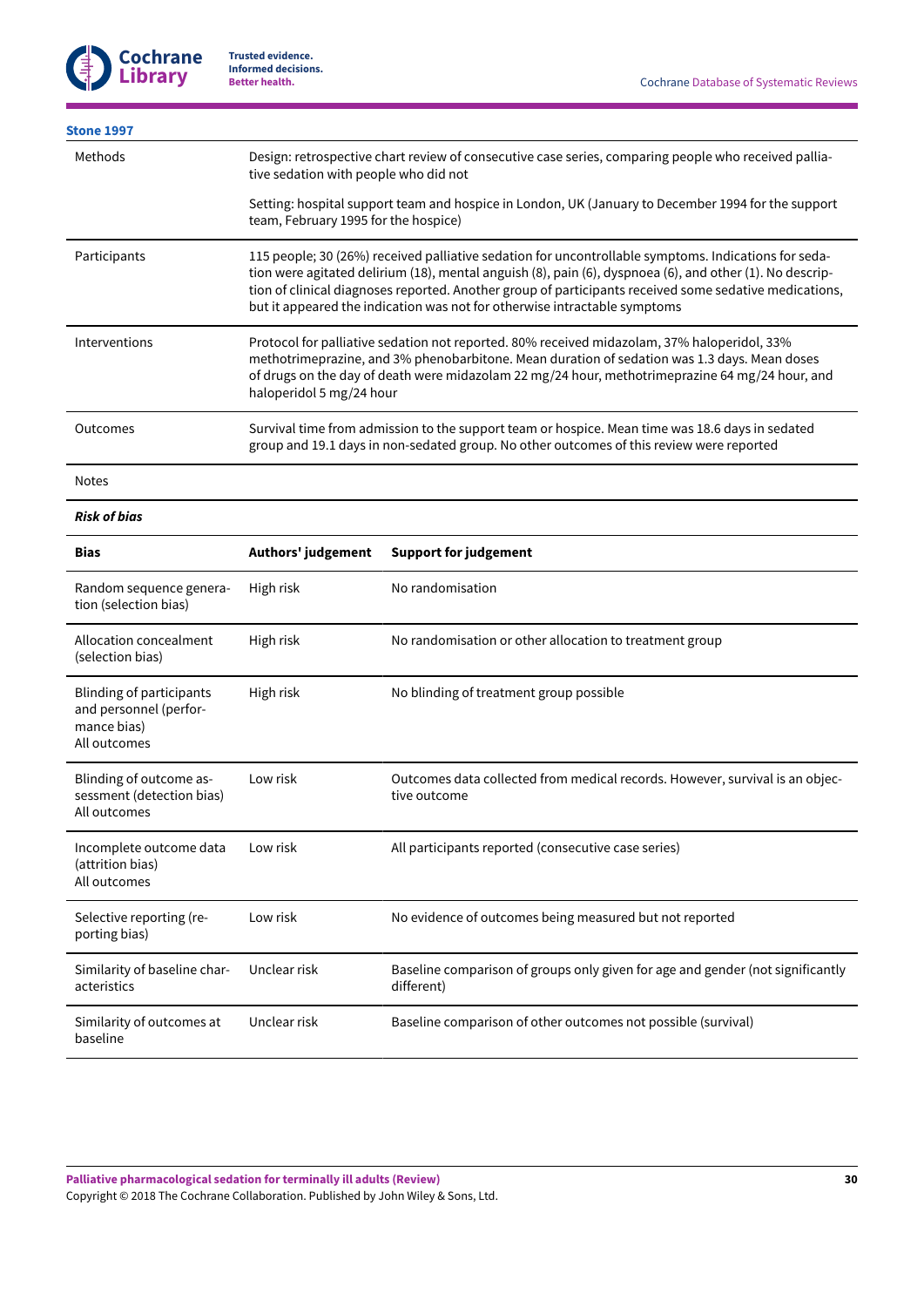### Stone 1997

| | |
|---|---|
| Methods | Design: retrospective chart review of consecutive case series, comparing people who received palliative sedation with people who did not<br><br>Setting: hospital support team and hospice in London, UK (January to December 1994 for the support team, February 1995 for the hospice) |
| Participants | 115 people; 30 (26%) received palliative sedation for uncontrollable symptoms. Indications for sedation were agitated delirium (18), mental anguish (8), pain (6), dyspnoea (6), and other (1). No description of clinical diagnoses reported. Another group of participants received some sedative medications, but it appeared the indication was not for otherwise intractable symptoms |
| Interventions | Protocol for palliative sedation not reported. 80% received midazolam, 37% haloperidol, 33% methotrimeprazine, and 3% phenobarbitone. Mean duration of sedation was 1.3 days. Mean doses of drugs on the day of death were midazolam 22 mg/24 hour, methotrimeprazine 64 mg/24 hour, and haloperidol 5 mg/24 hour |
| Outcomes | Survival time from admission to the support team or hospice. Mean time was 18.6 days in sedated group and 19.1 days in non-sedated group. No other outcomes of this review were reported |
| Notes | |

*Risk of bias*

| Bias | Authors' judgement | Support for judgement |
|---|---|---|
| Random sequence generation (selection bias) | High risk | No randomisation |
| Allocation concealment (selection bias) | High risk | No randomisation or other allocation to treatment group |
| Blinding of participants and personnel (performance bias)<br>All outcomes | High risk | No blinding of treatment group possible |
| Blinding of outcome assessment (detection bias)<br>All outcomes | Low risk | Outcomes data collected from medical records. However, survival is an objective outcome |
| Incomplete outcome data (attrition bias)<br>All outcomes | Low risk | All participants reported (consecutive case series) |
| Selective reporting (reporting bias) | Low risk | No evidence of outcomes being measured but not reported |
| Similarity of baseline characteristics | Unclear risk | Baseline comparison of groups only given for age and gender (not significantly different) |
| Similarity of outcomes at baseline | Unclear risk | Baseline comparison of other outcomes not possible (survival) |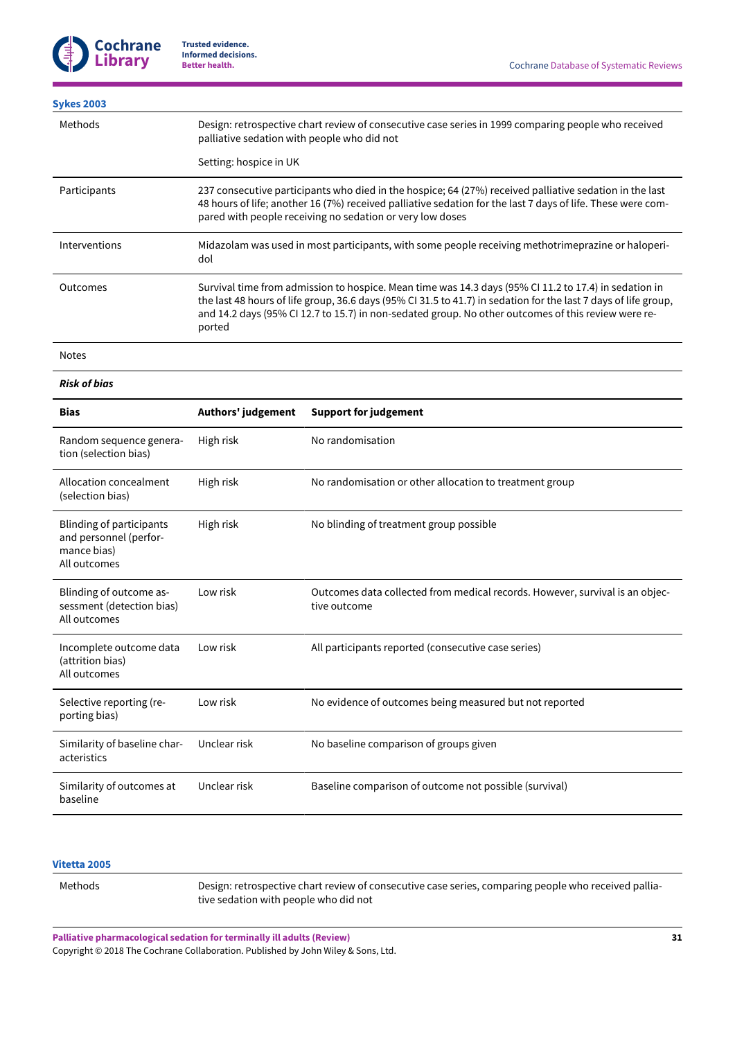**Sykes 2003**

| | |
|---|---|
| Methods | Design: retrospective chart review of consecutive case series in 1999 comparing people who received palliative sedation with people who did not<br><br>Setting: hospice in UK |
| Participants | 237 consecutive participants who died in the hospice; 64 (27%) received palliative sedation in the last 48 hours of life; another 16 (7%) received palliative sedation for the last 7 days of life. These were compared with people receiving no sedation or very low doses |
| Interventions | Midazolam was used in most participants, with some people receiving methotrimeprazine or haloperidol |
| Outcomes | Survival time from admission to hospice. Mean time was 14.3 days (95% CI 11.2 to 17.4) in sedation in the last 48 hours of life group, 36.6 days (95% CI 31.5 to 41.7) in sedation for the last 7 days of life group, and 14.2 days (95% CI 12.7 to 15.7) in non-sedated group. No other outcomes of this review were reported |
| Notes | |

***Risk of bias***

| Bias | Authors' judgement | Support for judgement |
|---|---|---|
| Random sequence generation (selection bias) | High risk | No randomisation |
| Allocation concealment (selection bias) | High risk | No randomisation or other allocation to treatment group |
| Blinding of participants and personnel (performance bias)<br>All outcomes | High risk | No blinding of treatment group possible |
| Blinding of outcome assessment (detection bias)<br>All outcomes | Low risk | Outcomes data collected from medical records. However, survival is an objective outcome |
| Incomplete outcome data (attrition bias)<br>All outcomes | Low risk | All participants reported (consecutive case series) |
| Selective reporting (reporting bias) | Low risk | No evidence of outcomes being measured but not reported |
| Similarity of baseline characteristics | Unclear risk | No baseline comparison of groups given |
| Similarity of outcomes at baseline | Unclear risk | Baseline comparison of outcome not possible (survival) |

**Vitetta 2005**

| | |
|---|---|
| Methods | Design: retrospective chart review of consecutive case series, comparing people who received palliative sedation with people who did not |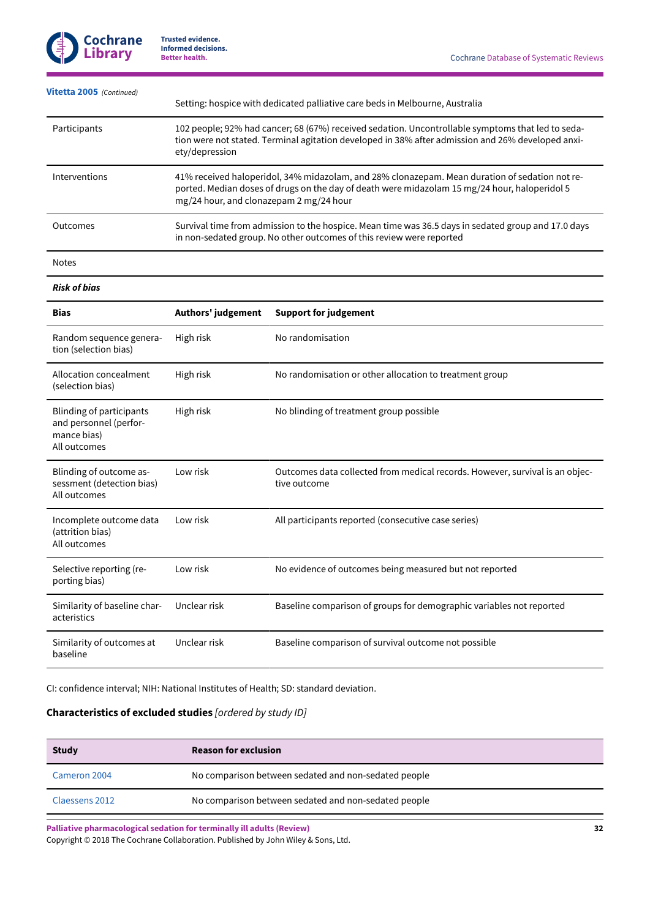**Vitetta 2005** *(Continued)*

| | |
|---|---|
| | Setting: hospice with dedicated palliative care beds in Melbourne, Australia |
| Participants | 102 people; 92% had cancer; 68 (67%) received sedation. Uncontrollable symptoms that led to sedation were not stated. Terminal agitation developed in 38% after admission and 26% developed anxiety/depression |
| Interventions | 41% received haloperidol, 34% midazolam, and 28% clonazepam. Mean duration of sedation not reported. Median doses of drugs on the day of death were midazolam 15 mg/24 hour, haloperidol 5 mg/24 hour, and clonazepam 2 mg/24 hour |
| Outcomes | Survival time from admission to the hospice. Mean time was 36.5 days in sedated group and 17.0 days in non-sedated group. No other outcomes of this review were reported |
| Notes | |

***Risk of bias***

| Bias | Authors' judgement | Support for judgement |
|---|---|---|
| Random sequence generation (selection bias) | High risk | No randomisation |
| Allocation concealment (selection bias) | High risk | No randomisation or other allocation to treatment group |
| Blinding of participants and personnel (performance bias) All outcomes | High risk | No blinding of treatment group possible |
| Blinding of outcome assessment (detection bias) All outcomes | Low risk | Outcomes data collected from medical records. However, survival is an objective outcome |
| Incomplete outcome data (attrition bias) All outcomes | Low risk | All participants reported (consecutive case series) |
| Selective reporting (reporting bias) | Low risk | No evidence of outcomes being measured but not reported |
| Similarity of baseline characteristics | Unclear risk | Baseline comparison of groups for demographic variables not reported |
| Similarity of outcomes at baseline | Unclear risk | Baseline comparison of survival outcome not possible |

CI: confidence interval; NIH: National Institutes of Health; SD: standard deviation.

**Characteristics of excluded studies** *[ordered by study ID]*

| Study | Reason for exclusion |
|---|---|
| Cameron 2004 | No comparison between sedated and non-sedated people |
| Claessens 2012 | No comparison between sedated and non-sedated people |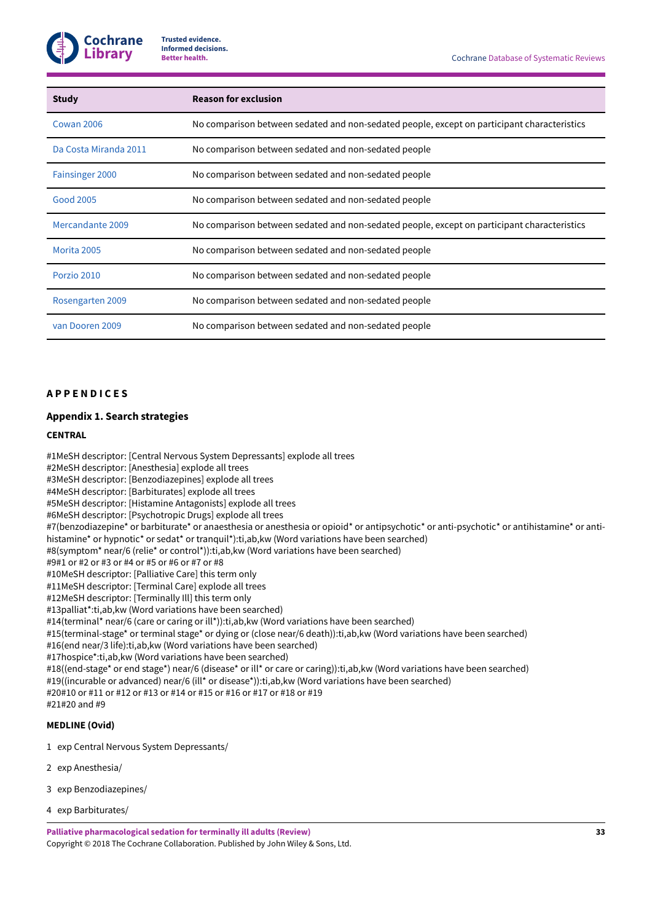| Study | Reason for exclusion |
|---|---|
| Cowan 2006 | No comparison between sedated and non-sedated people, except on participant characteristics |
| Da Costa Miranda 2011 | No comparison between sedated and non-sedated people |
| Fainsinger 2000 | No comparison between sedated and non-sedated people |
| Good 2005 | No comparison between sedated and non-sedated people |
| Mercandante 2009 | No comparison between sedated and non-sedated people, except on participant characteristics |
| Morita 2005 | No comparison between sedated and non-sedated people |
| Porzio 2010 | No comparison between sedated and non-sedated people |
| Rosengarten 2009 | No comparison between sedated and non-sedated people |
| van Dooren 2009 | No comparison between sedated and non-sedated people |

# APPENDICES

## Appendix 1. Search strategies

### CENTRAL

#1MeSH descriptor: [Central Nervous System Depressants] explode all trees
#2MeSH descriptor: [Anesthesia] explode all trees
#3MeSH descriptor: [Benzodiazepines] explode all trees
#4MeSH descriptor: [Barbiturates] explode all trees
#5MeSH descriptor: [Histamine Antagonists] explode all trees
#6MeSH descriptor: [Psychotropic Drugs] explode all trees
#7(benzodiazepine* or barbiturate* or anaesthesia or anesthesia or opioid* or antipsychotic* or anti-psychotic* or antihistamine* or anti-histamine* or hypnotic* or sedat* or tranquil*):ti,ab,kw (Word variations have been searched)
#8(symptom* near/6 (relie* or control*)):ti,ab,kw (Word variations have been searched)
#9#1 or #2 or #3 or #4 or #5 or #6 or #7 or #8
#10MeSH descriptor: [Palliative Care] this term only
#11MeSH descriptor: [Terminal Care] explode all trees
#12MeSH descriptor: [Terminally Ill] this term only
#13palliat*:ti,ab,kw (Word variations have been searched)
#14(terminal* near/6 (care or caring or ill*)):ti,ab,kw (Word variations have been searched)
#15(terminal-stage* or terminal stage* or dying or (close near/6 death)):ti,ab,kw (Word variations have been searched)
#16(end near/3 life):ti,ab,kw (Word variations have been searched)
#17hospice*:ti,ab,kw (Word variations have been searched)
#18((end-stage* or end stage*) near/6 (disease* or ill* or care or caring)):ti,ab,kw (Word variations have been searched)
#19((incurable or advanced) near/6 (ill* or disease*)):ti,ab,kw (Word variations have been searched)
#20#10 or #11 or #12 or #13 or #14 or #15 or #16 or #17 or #18 or #19
#21#20 and #9

### MEDLINE (Ovid)

1 exp Central Nervous System Depressants/

2 exp Anesthesia/

3 exp Benzodiazepines/

4 exp Barbiturates/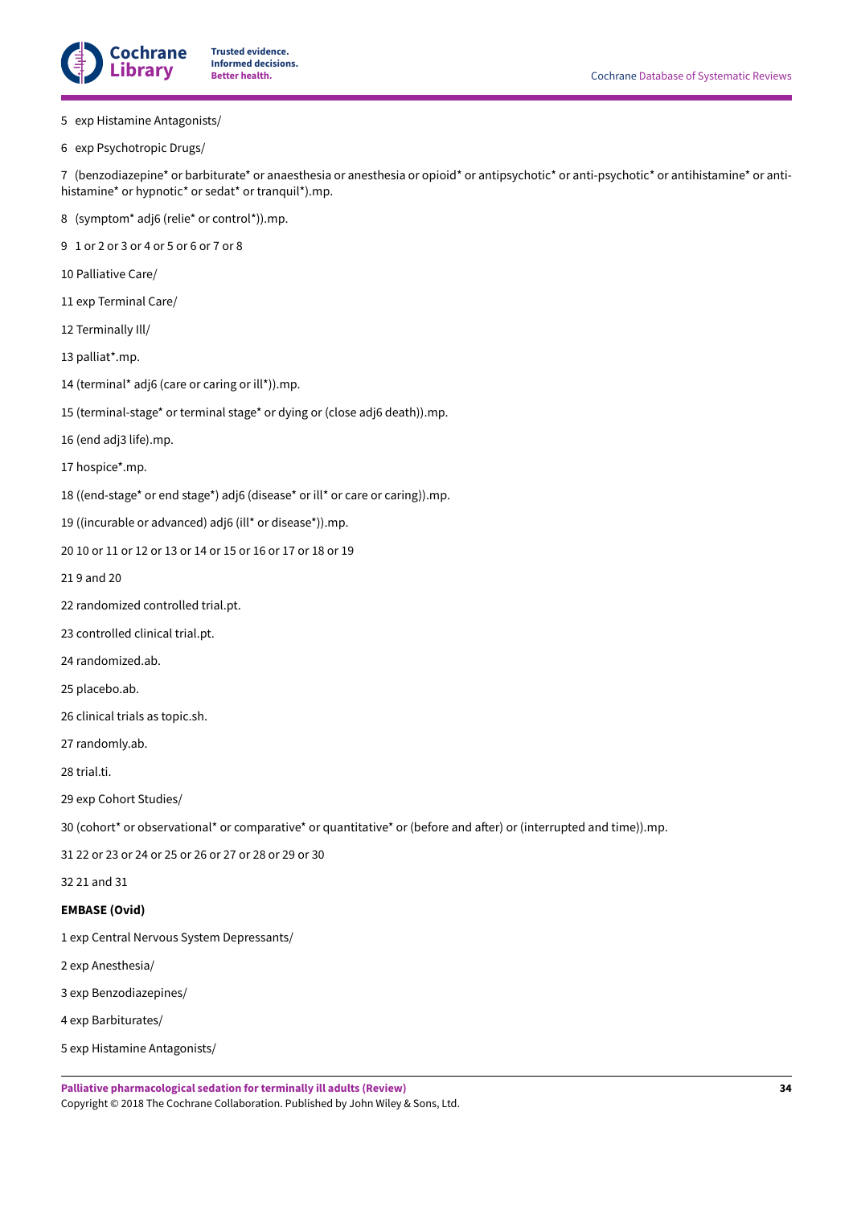5 exp Histamine Antagonists/

6 exp Psychotropic Drugs/

7 (benzodiazepine* or barbiturate* or anaesthesia or anesthesia or opioid* or antipsychotic* or anti-psychotic* or antihistamine* or anti-histamine* or hypnotic* or sedat* or tranquil*).mp.

8 (symptom* adj6 (relie* or control*)).mp.

9 1 or 2 or 3 or 4 or 5 or 6 or 7 or 8

10 Palliative Care/

11 exp Terminal Care/

12 Terminally Ill/

13 palliat*.mp.

14 (terminal* adj6 (care or caring or ill*)).mp.

15 (terminal-stage* or terminal stage* or dying or (close adj6 death)).mp.

16 (end adj3 life).mp.

17 hospice*.mp.

18 ((end-stage* or end stage*) adj6 (disease* or ill* or care or caring)).mp.

19 ((incurable or advanced) adj6 (ill* or disease*)).mp.

20 10 or 11 or 12 or 13 or 14 or 15 or 16 or 17 or 18 or 19

21 9 and 20

22 randomized controlled trial.pt.

23 controlled clinical trial.pt.

24 randomized.ab.

25 placebo.ab.

26 clinical trials as topic.sh.

27 randomly.ab.

28 trial.ti.

29 exp Cohort Studies/

30 (cohort* or observational* or comparative* or quantitative* or (before and after) or (interrupted and time)).mp.

31 22 or 23 or 24 or 25 or 26 or 27 or 28 or 29 or 30

32 21 and 31

**EMBASE (Ovid)**

1 exp Central Nervous System Depressants/

2 exp Anesthesia/

3 exp Benzodiazepines/

4 exp Barbiturates/

5 exp Histamine Antagonists/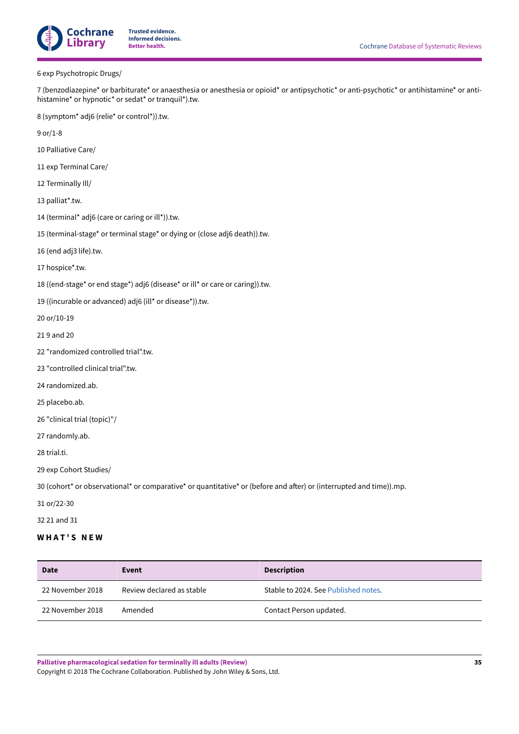6 exp Psychotropic Drugs/

7 (benzodiazepine* or barbiturate* or anaesthesia or anesthesia or opioid* or antipsychotic* or anti-psychotic* or antihistamine* or anti-histamine* or hypnotic* or sedat* or tranquil*).tw.

8 (symptom* adj6 (relie* or control*)).tw.

9 or/1-8

10 Palliative Care/

11 exp Terminal Care/

12 Terminally Ill/

13 palliat*.tw.

14 (terminal* adj6 (care or caring or ill*)).tw.

15 (terminal-stage* or terminal stage* or dying or (close adj6 death)).tw.

16 (end adj3 life).tw.

17 hospice*.tw.

18 ((end-stage* or end stage*) adj6 (disease* or ill* or care or caring)).tw.

19 ((incurable or advanced) adj6 (ill* or disease*)).tw.

20 or/10-19

21 9 and 20

22 "randomized controlled trial".tw.

23 "controlled clinical trial".tw.

24 randomized.ab.

25 placebo.ab.

26 "clinical trial (topic)"/

27 randomly.ab.

28 trial.ti.

29 exp Cohort Studies/

30 (cohort* or observational* or comparative* or quantitative* or (before and after) or (interrupted and time)).mp.

31 or/22-30

32 21 and 31

## WHAT'S NEW

| Date | Event | Description |
|---|---|---|
| 22 November 2018 | Review declared as stable | Stable to 2024. See Published notes. |
| 22 November 2018 | Amended | Contact Person updated. |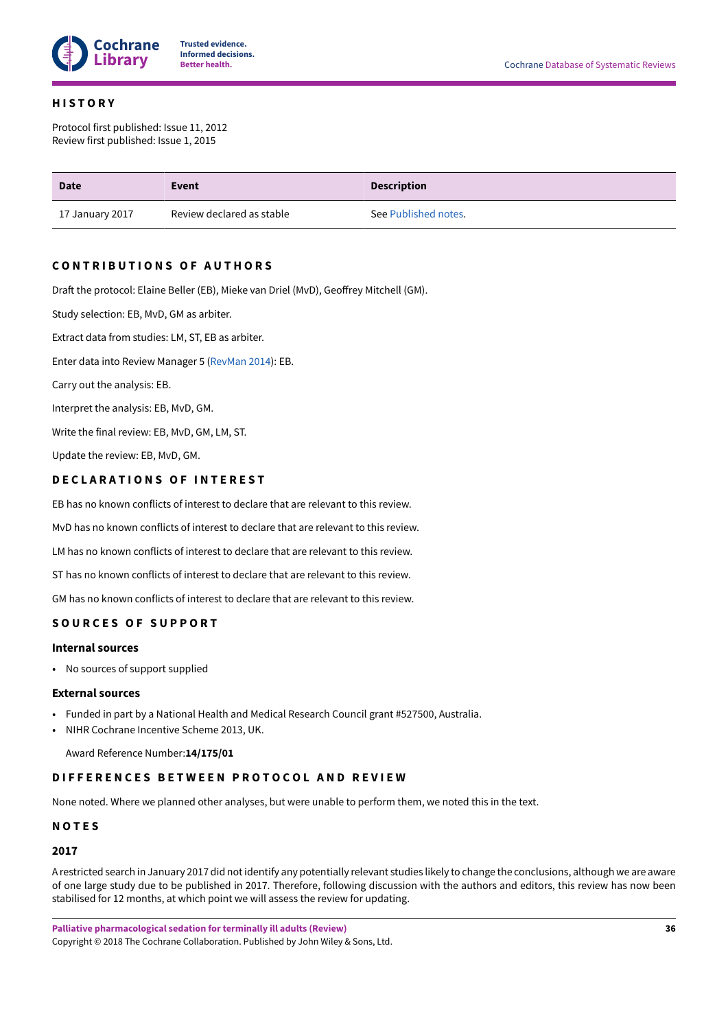## HISTORY

Protocol first published: Issue 11, 2012
Review first published: Issue 1, 2015

| Date | Event | Description |
|---|---|---|
| 17 January 2017 | Review declared as stable | See Published notes. |

## CONTRIBUTIONS OF AUTHORS

Draft the protocol: Elaine Beller (EB), Mieke van Driel (MvD), Geoffrey Mitchell (GM).

Study selection: EB, MvD, GM as arbiter.

Extract data from studies: LM, ST, EB as arbiter.

Enter data into Review Manager 5 (RevMan 2014): EB.

Carry out the analysis: EB.

Interpret the analysis: EB, MvD, GM.

Write the final review: EB, MvD, GM, LM, ST.

Update the review: EB, MvD, GM.

## DECLARATIONS OF INTEREST

EB has no known conflicts of interest to declare that are relevant to this review.

MvD has no known conflicts of interest to declare that are relevant to this review.

LM has no known conflicts of interest to declare that are relevant to this review.

ST has no known conflicts of interest to declare that are relevant to this review.

GM has no known conflicts of interest to declare that are relevant to this review.

## SOURCES OF SUPPORT

### Internal sources

- No sources of support supplied

### External sources

- Funded in part by a National Health and Medical Research Council grant #527500, Australia.
- NIHR Cochrane Incentive Scheme 2013, UK.

  Award Reference Number:**14/175/01**

## DIFFERENCES BETWEEN PROTOCOL AND REVIEW

None noted. Where we planned other analyses, but were unable to perform them, we noted this in the text.

## NOTES

### 2017

A restricted search in January 2017 did not identify any potentially relevant studies likely to change the conclusions, although we are aware of one large study due to be published in 2017. Therefore, following discussion with the authors and editors, this review has now been stabilised for 12 months, at which point we will assess the review for updating.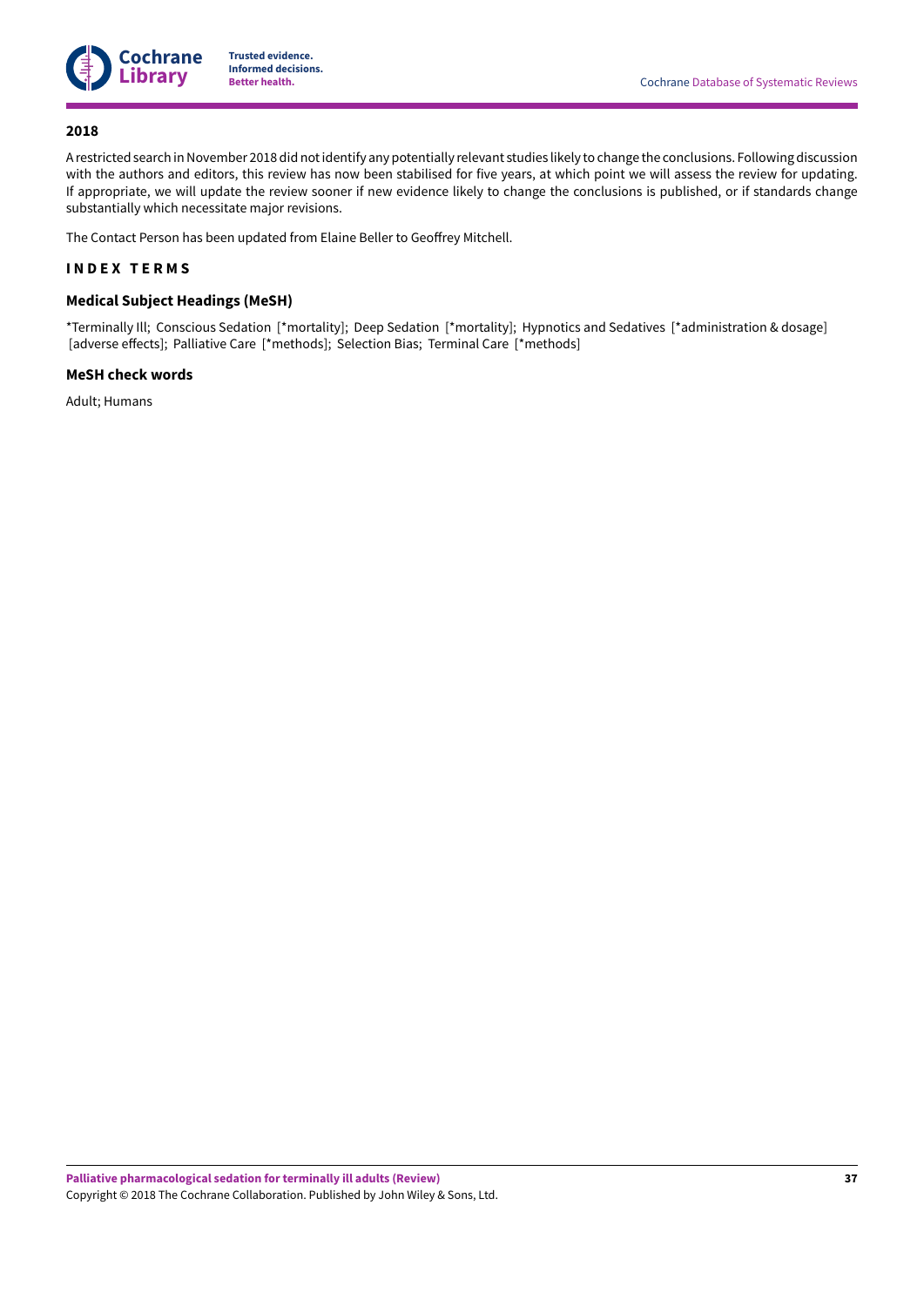### 2018

A restricted search in November 2018 did not identify any potentially relevant studies likely to change the conclusions. Following discussion with the authors and editors, this review has now been stabilised for five years, at which point we will assess the review for updating. If appropriate, we will update the review sooner if new evidence likely to change the conclusions is published, or if standards change substantially which necessitate major revisions.

The Contact Person has been updated from Elaine Beller to Geoffrey Mitchell.

## INDEX TERMS

### Medical Subject Headings (MeSH)

*Terminally Ill; Conscious Sedation [*mortality]; Deep Sedation [*mortality]; Hypnotics and Sedatives [*administration & dosage] [adverse effects]; Palliative Care [*methods]; Selection Bias; Terminal Care [*methods]

### MeSH check words

Adult; Humans